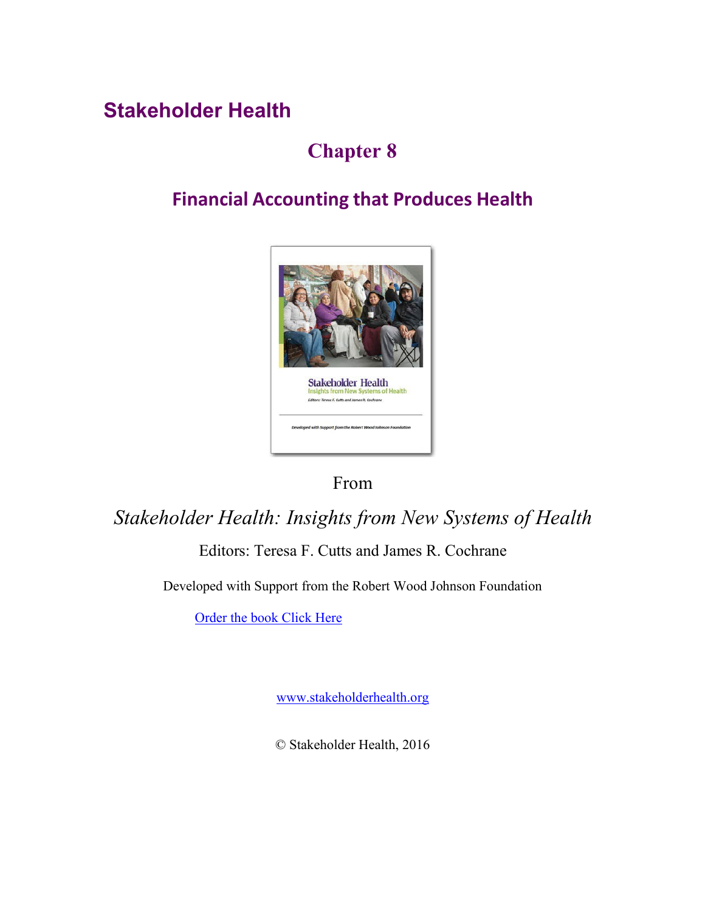# Stakeholder Health

## Chapter 8

### Financial Accounting that Produces Health

From

*Stakeholder Health: Insights from New Systems of Health*

Editors: Teresa F. Cutts and James R. Cochrane

Developed with Support from the Robert Wood Johnson Foundation

Order the book Click Here

www.stakeholderhealth.org

© Stakeholder Health, 2016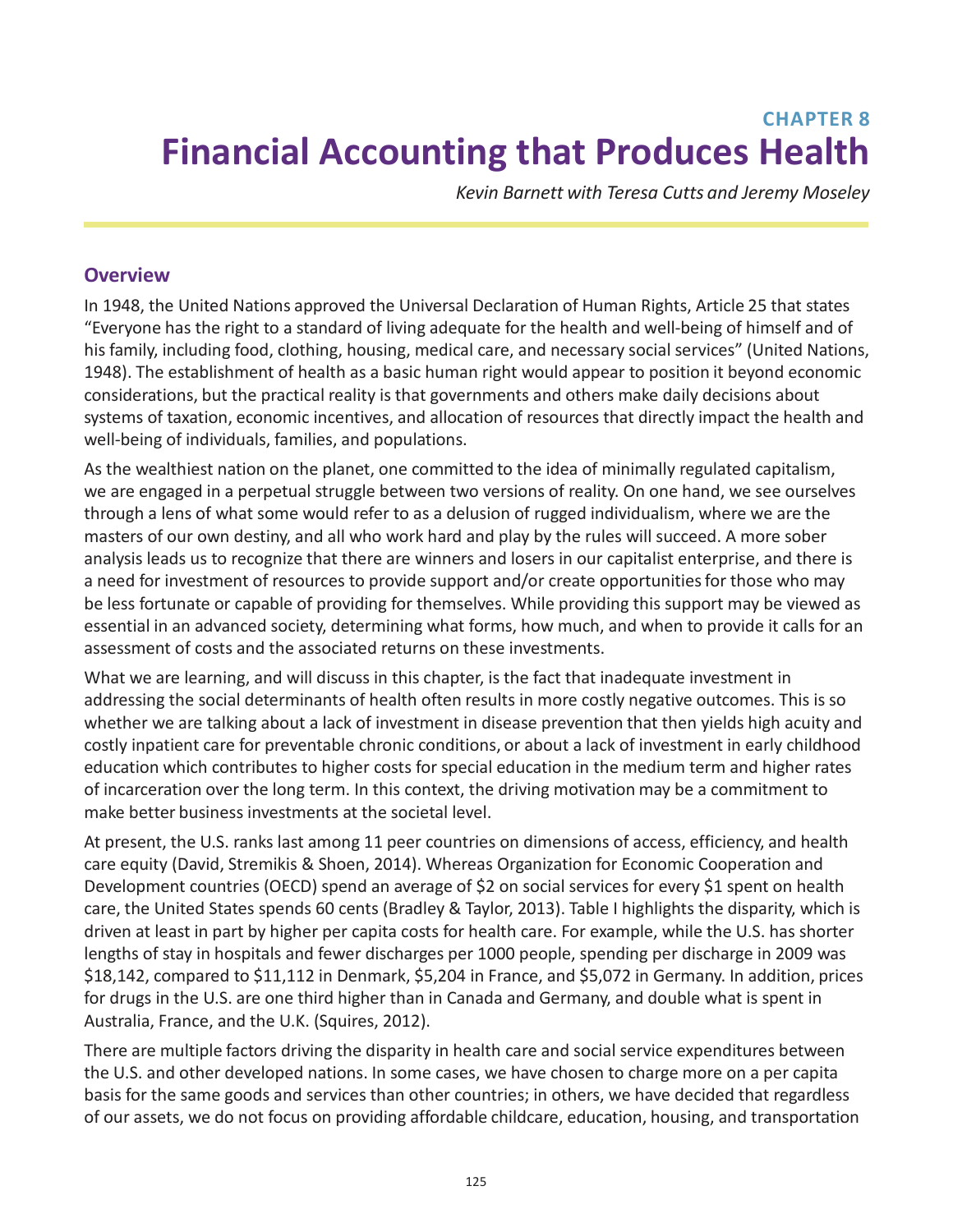**CHAPTER 8**

# Financial Accounting that Produces Health

*Kevin Barnett with Teresa Cutts and Jeremy Moseley*

## Overview

In 1948, the United Nations approved the Universal Declaration of Human Rights, Article 25 that states "Everyone has the right to a standard of living adequate for the health and well-being of himself and of his family, including food, clothing, housing, medical care, and necessary social services" (United Nations, 1948). The establishment of health as a basic human right would appear to position it beyond economic considerations, but the practical reality is that governments and others make daily decisions about systems of taxation, economic incentives, and allocation of resources that directly impact the health and well-being of individuals, families, and populations.

As the wealthiest nation on the planet, one committed to the idea of minimally regulated capitalism, we are engaged in a perpetual struggle between two versions of reality. On one hand, we see ourselves through a lens of what some would refer to as a delusion of rugged individualism, where we are the masters of our own destiny, and all who work hard and play by the rules will succeed. A more sober analysis leads us to recognize that there are winners and losers in our capitalist enterprise, and there is a need for investment of resources to provide support and/or create opportunities for those who may be less fortunate or capable of providing for themselves. While providing this support may be viewed as essential in an advanced society, determining what forms, how much, and when to provide it calls for an assessment of costs and the associated returns on these investments.

What we are learning, and will discuss in this chapter, is the fact that inadequate investment in addressing the social determinants of health often results in more costly negative outcomes. This is so whether we are talking about a lack of investment in disease prevention that then yields high acuity and costly inpatient care for preventable chronic conditions, or about a lack of investment in early childhood education which contributes to higher costs for special education in the medium term and higher rates of incarceration over the long term. In this context, the driving motivation may be a commitment to make better business investments at the societal level.

At present, the U.S. ranks last among 11 peer countries on dimensions of access, efficiency, and health care equity (David, Stremikis & Shoen, 2014). Whereas Organization for Economic Cooperation and Development countries (OECD) spend an average of $2 on social services for every $1 spent on health care, the United States spends 60 cents (Bradley & Taylor, 2013). Table I highlights the disparity, which is driven at least in part by higher per capita costs for health care. For example, while the U.S. has shorter lengths of stay in hospitals and fewer discharges per 1000 people, spending per discharge in 2009 was $18,142, compared to $11,112 in Denmark, $5,204 in France, and $5,072 in Germany. In addition, prices for drugs in the U.S. are one third higher than in Canada and Germany, and double what is spent in Australia, France, and the U.K. (Squires, 2012).

There are multiple factors driving the disparity in health care and social service expenditures between the U.S. and other developed nations. In some cases, we have chosen to charge more on a per capita basis for the same goods and services than other countries; in others, we have decided that regardless of our assets, we do not focus on providing affordable childcare, education, housing, and transportation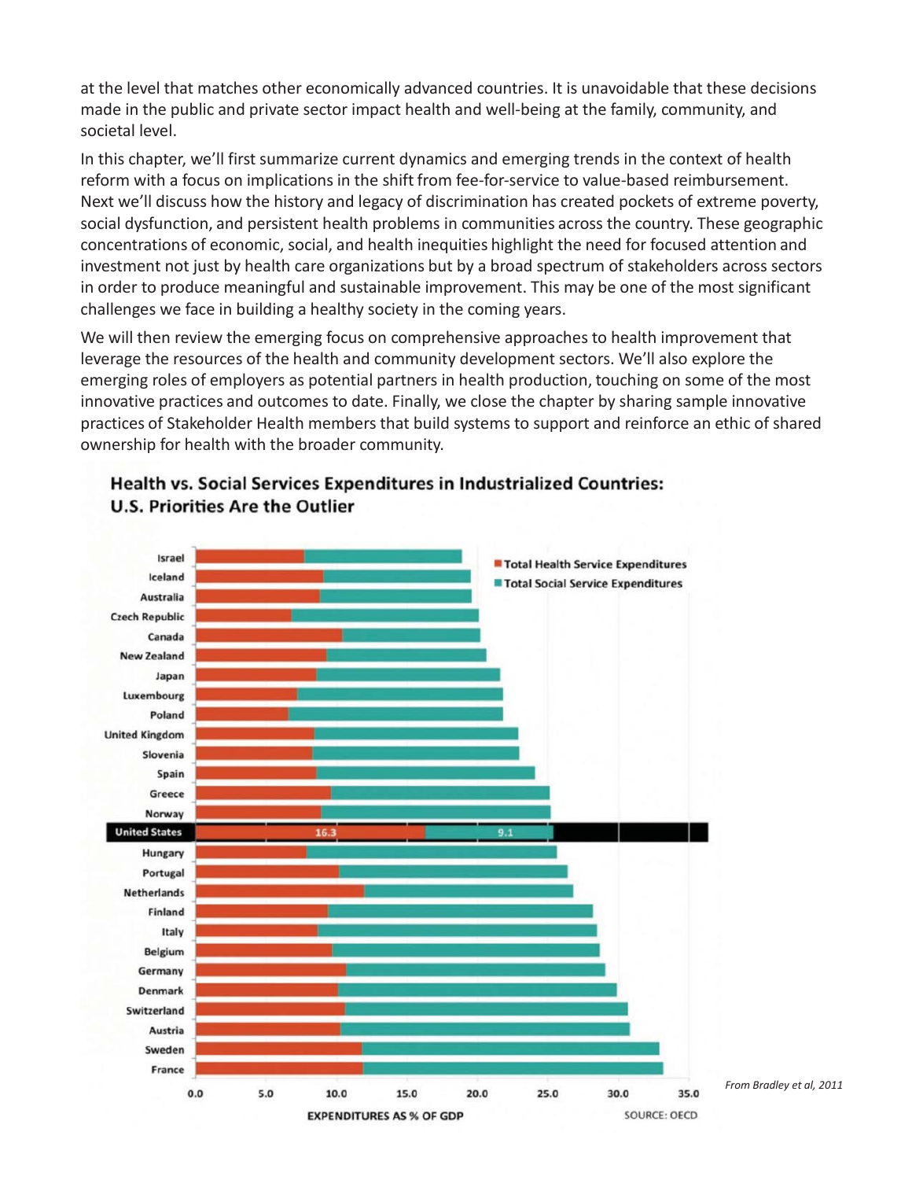at the level that matches other economically advanced countries. It is unavoidable that these decisions made in the public and private sector impact health and well-being at the family, community, and societal level.

In this chapter, we'll first summarize current dynamics and emerging trends in the context of health reform with a focus on implications in the shift from fee-for-service to value-based reimbursement. Next we'll discuss how the history and legacy of discrimination has created pockets of extreme poverty, social dysfunction, and persistent health problems in communities across the country. These geographic concentrations of economic, social, and health inequities highlight the need for focused attention and investment not just by health care organizations but by a broad spectrum of stakeholders across sectors in order to produce meaningful and sustainable improvement. This may be one of the most significant challenges we face in building a healthy society in the coming years.

We will then review the emerging focus on comprehensive approaches to health improvement that leverage the resources of the health and community development sectors. We'll also explore the emerging roles of employers as potential partners in health production, touching on some of the most innovative practices and outcomes to date. Finally, we close the chapter by sharing sample innovative practices of Stakeholder Health members that build systems to support and reinforce an ethic of shared ownership for health with the broader community.

**Health vs. Social Services Expenditures in Industrialized Countries: U.S. Priorities Are the Outlier**

■ Total Health Service Expenditures
■ Total Social Service Expenditures

Israel, Iceland, Australia, Czech Republic, Canada, New Zealand, Japan, Luxembourg, Poland, United Kingdom, Slovenia, Spain, Greece, Norway, **United States** (16.3 | 9.1), Hungary, Portugal, Netherlands, Finland, Italy, Belgium, Germany, Denmark, Switzerland, Austria, Sweden, France

0.0 5.0 10.0 15.0 20.0 25.0 30.0 35.0

EXPENDITURES AS % OF GDP

SOURCE: OECD

*From Bradley et al, 2011*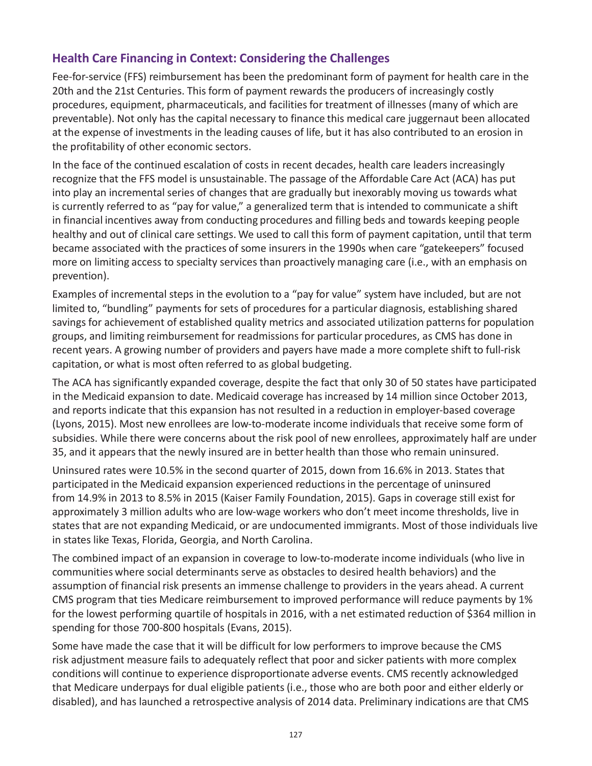## Health Care Financing in Context: Considering the Challenges

Fee-for-service (FFS) reimbursement has been the predominant form of payment for health care in the 20th and the 21st Centuries. This form of payment rewards the producers of increasingly costly procedures, equipment, pharmaceuticals, and facilities for treatment of illnesses (many of which are preventable). Not only has the capital necessary to finance this medical care juggernaut been allocated at the expense of investments in the leading causes of life, but it has also contributed to an erosion in the profitability of other economic sectors.

In the face of the continued escalation of costs in recent decades, health care leaders increasingly recognize that the FFS model is unsustainable. The passage of the Affordable Care Act (ACA) has put into play an incremental series of changes that are gradually but inexorably moving us towards what is currently referred to as "pay for value," a generalized term that is intended to communicate a shift in financial incentives away from conducting procedures and filling beds and towards keeping people healthy and out of clinical care settings. We used to call this form of payment capitation, until that term became associated with the practices of some insurers in the 1990s when care "gatekeepers" focused more on limiting access to specialty services than proactively managing care (i.e., with an emphasis on prevention).

Examples of incremental steps in the evolution to a "pay for value" system have included, but are not limited to, "bundling" payments for sets of procedures for a particular diagnosis, establishing shared savings for achievement of established quality metrics and associated utilization patterns for population groups, and limiting reimbursement for readmissions for particular procedures, as CMS has done in recent years. A growing number of providers and payers have made a more complete shift to full-risk capitation, or what is most often referred to as global budgeting.

The ACA has significantly expanded coverage, despite the fact that only 30 of 50 states have participated in the Medicaid expansion to date. Medicaid coverage has increased by 14 million since October 2013, and reports indicate that this expansion has not resulted in a reduction in employer-based coverage (Lyons, 2015). Most new enrollees are low-to-moderate income individuals that receive some form of subsidies. While there were concerns about the risk pool of new enrollees, approximately half are under 35, and it appears that the newly insured are in better health than those who remain uninsured.

Uninsured rates were 10.5% in the second quarter of 2015, down from 16.6% in 2013. States that participated in the Medicaid expansion experienced reductions in the percentage of uninsured from 14.9% in 2013 to 8.5% in 2015 (Kaiser Family Foundation, 2015). Gaps in coverage still exist for approximately 3 million adults who are low-wage workers who don't meet income thresholds, live in states that are not expanding Medicaid, or are undocumented immigrants. Most of those individuals live in states like Texas, Florida, Georgia, and North Carolina.

The combined impact of an expansion in coverage to low-to-moderate income individuals (who live in communities where social determinants serve as obstacles to desired health behaviors) and the assumption of financial risk presents an immense challenge to providers in the years ahead. A current CMS program that ties Medicare reimbursement to improved performance will reduce payments by 1% for the lowest performing quartile of hospitals in 2016, with a net estimated reduction of $364 million in spending for those 700-800 hospitals (Evans, 2015).

Some have made the case that it will be difficult for low performers to improve because the CMS risk adjustment measure fails to adequately reflect that poor and sicker patients with more complex conditions will continue to experience disproportionate adverse events. CMS recently acknowledged that Medicare underpays for dual eligible patients (i.e., those who are both poor and either elderly or disabled), and has launched a retrospective analysis of 2014 data. Preliminary indications are that CMS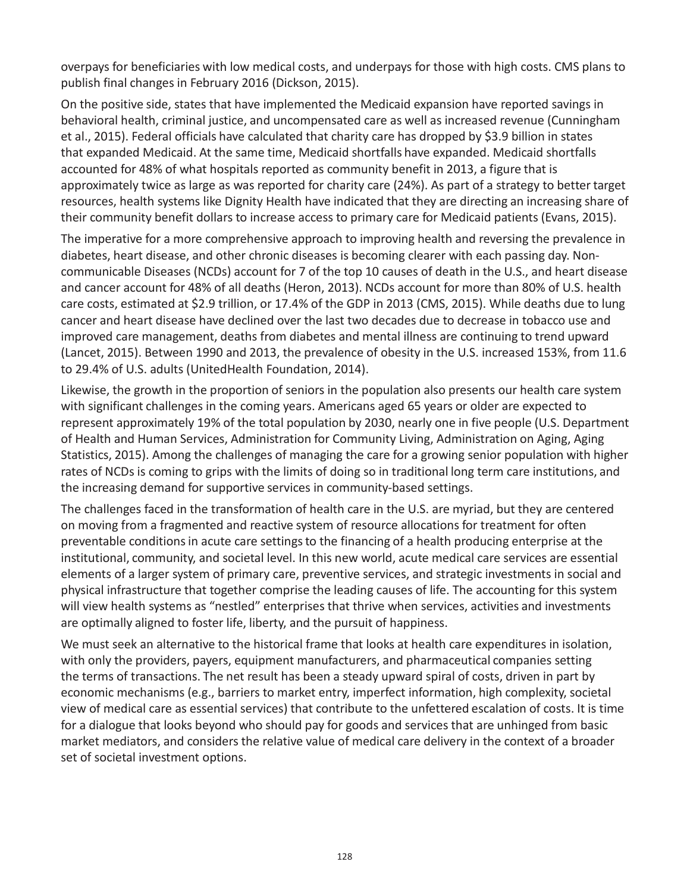overpays for beneficiaries with low medical costs, and underpays for those with high costs. CMS plans to publish final changes in February 2016 (Dickson, 2015).

On the positive side, states that have implemented the Medicaid expansion have reported savings in behavioral health, criminal justice, and uncompensated care as well as increased revenue (Cunningham et al., 2015). Federal officials have calculated that charity care has dropped by $3.9 billion in states that expanded Medicaid. At the same time, Medicaid shortfalls have expanded. Medicaid shortfalls accounted for 48% of what hospitals reported as community benefit in 2013, a figure that is approximately twice as large as was reported for charity care (24%). As part of a strategy to better target resources, health systems like Dignity Health have indicated that they are directing an increasing share of their community benefit dollars to increase access to primary care for Medicaid patients (Evans, 2015).

The imperative for a more comprehensive approach to improving health and reversing the prevalence in diabetes, heart disease, and other chronic diseases is becoming clearer with each passing day. Non-communicable Diseases (NCDs) account for 7 of the top 10 causes of death in the U.S., and heart disease and cancer account for 48% of all deaths (Heron, 2013). NCDs account for more than 80% of U.S. health care costs, estimated at $2.9 trillion, or 17.4% of the GDP in 2013 (CMS, 2015). While deaths due to lung cancer and heart disease have declined over the last two decades due to decrease in tobacco use and improved care management, deaths from diabetes and mental illness are continuing to trend upward (Lancet, 2015). Between 1990 and 2013, the prevalence of obesity in the U.S. increased 153%, from 11.6 to 29.4% of U.S. adults (UnitedHealth Foundation, 2014).

Likewise, the growth in the proportion of seniors in the population also presents our health care system with significant challenges in the coming years. Americans aged 65 years or older are expected to represent approximately 19% of the total population by 2030, nearly one in five people (U.S. Department of Health and Human Services, Administration for Community Living, Administration on Aging, Aging Statistics, 2015). Among the challenges of managing the care for a growing senior population with higher rates of NCDs is coming to grips with the limits of doing so in traditional long term care institutions, and the increasing demand for supportive services in community-based settings.

The challenges faced in the transformation of health care in the U.S. are myriad, but they are centered on moving from a fragmented and reactive system of resource allocations for treatment for often preventable conditions in acute care settings to the financing of a health producing enterprise at the institutional, community, and societal level. In this new world, acute medical care services are essential elements of a larger system of primary care, preventive services, and strategic investments in social and physical infrastructure that together comprise the leading causes of life. The accounting for this system will view health systems as "nestled" enterprises that thrive when services, activities and investments are optimally aligned to foster life, liberty, and the pursuit of happiness.

We must seek an alternative to the historical frame that looks at health care expenditures in isolation, with only the providers, payers, equipment manufacturers, and pharmaceutical companies setting the terms of transactions. The net result has been a steady upward spiral of costs, driven in part by economic mechanisms (e.g., barriers to market entry, imperfect information, high complexity, societal view of medical care as essential services) that contribute to the unfettered escalation of costs. It is time for a dialogue that looks beyond who should pay for goods and services that are unhinged from basic market mediators, and considers the relative value of medical care delivery in the context of a broader set of societal investment options.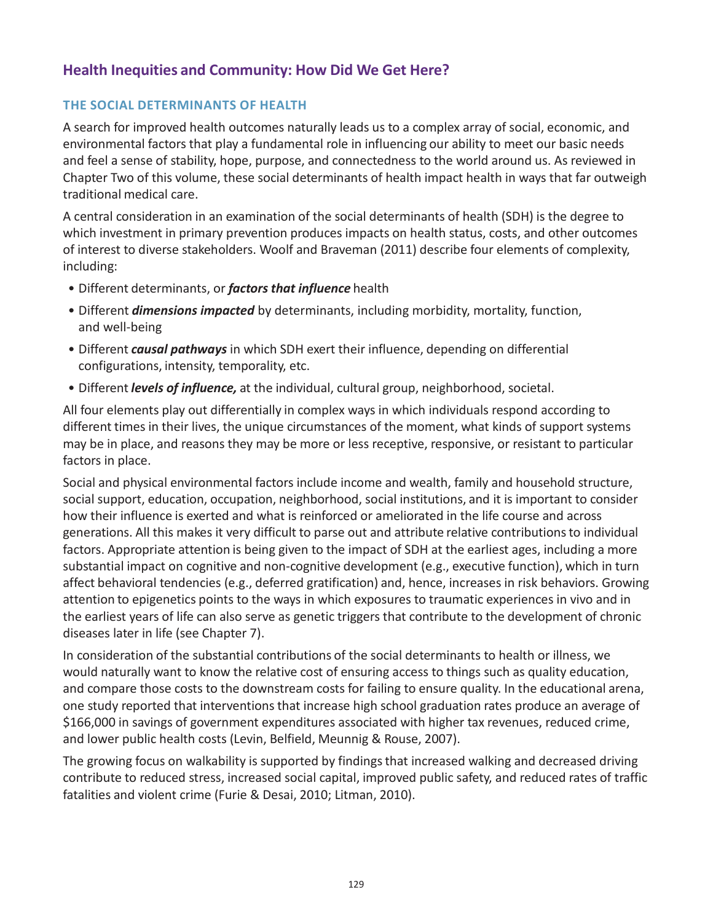## Health Inequities and Community: How Did We Get Here?

### THE SOCIAL DETERMINANTS OF HEALTH

A search for improved health outcomes naturally leads us to a complex array of social, economic, and environmental factors that play a fundamental role in influencing our ability to meet our basic needs and feel a sense of stability, hope, purpose, and connectedness to the world around us. As reviewed in Chapter Two of this volume, these social determinants of health impact health in ways that far outweigh traditional medical care.

A central consideration in an examination of the social determinants of health (SDH) is the degree to which investment in primary prevention produces impacts on health status, costs, and other outcomes of interest to diverse stakeholders. Woolf and Braveman (2011) describe four elements of complexity, including:

- Different determinants, or ***factors that influence*** health
- Different ***dimensions impacted*** by determinants, including morbidity, mortality, function, and well-being
- Different ***causal pathways*** in which SDH exert their influence, depending on differential configurations, intensity, temporality, etc.
- Different ***levels of influence,*** at the individual, cultural group, neighborhood, societal.

All four elements play out differentially in complex ways in which individuals respond according to different times in their lives, the unique circumstances of the moment, what kinds of support systems may be in place, and reasons they may be more or less receptive, responsive, or resistant to particular factors in place.

Social and physical environmental factors include income and wealth, family and household structure, social support, education, occupation, neighborhood, social institutions, and it is important to consider how their influence is exerted and what is reinforced or ameliorated in the life course and across generations. All this makes it very difficult to parse out and attribute relative contributions to individual factors. Appropriate attention is being given to the impact of SDH at the earliest ages, including a more substantial impact on cognitive and non-cognitive development (e.g., executive function), which in turn affect behavioral tendencies (e.g., deferred gratification) and, hence, increases in risk behaviors. Growing attention to epigenetics points to the ways in which exposures to traumatic experiences in vivo and in the earliest years of life can also serve as genetic triggers that contribute to the development of chronic diseases later in life (see Chapter 7).

In consideration of the substantial contributions of the social determinants to health or illness, we would naturally want to know the relative cost of ensuring access to things such as quality education, and compare those costs to the downstream costs for failing to ensure quality. In the educational arena, one study reported that interventions that increase high school graduation rates produce an average of $166,000 in savings of government expenditures associated with higher tax revenues, reduced crime, and lower public health costs (Levin, Belfield, Meunnig & Rouse, 2007).

The growing focus on walkability is supported by findings that increased walking and decreased driving contribute to reduced stress, increased social capital, improved public safety, and reduced rates of traffic fatalities and violent crime (Furie & Desai, 2010; Litman, 2010).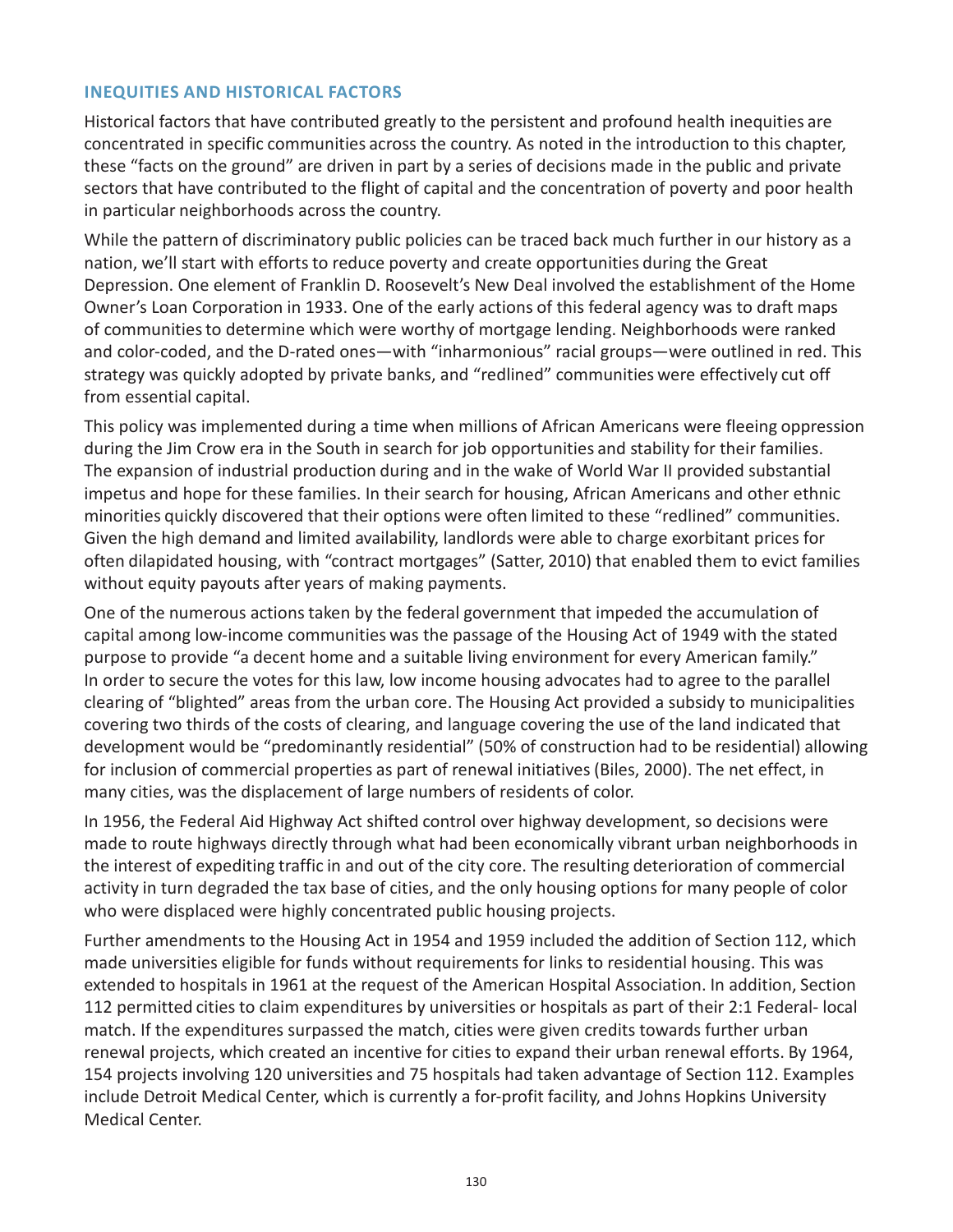### INEQUITIES AND HISTORICAL FACTORS

Historical factors that have contributed greatly to the persistent and profound health inequities are concentrated in specific communities across the country. As noted in the introduction to this chapter, these "facts on the ground" are driven in part by a series of decisions made in the public and private sectors that have contributed to the flight of capital and the concentration of poverty and poor health in particular neighborhoods across the country.

While the pattern of discriminatory public policies can be traced back much further in our history as a nation, we'll start with efforts to reduce poverty and create opportunities during the Great Depression. One element of Franklin D. Roosevelt's New Deal involved the establishment of the Home Owner's Loan Corporation in 1933. One of the early actions of this federal agency was to draft maps of communities to determine which were worthy of mortgage lending. Neighborhoods were ranked and color-coded, and the D-rated ones—with "inharmonious" racial groups—were outlined in red. This strategy was quickly adopted by private banks, and "redlined" communities were effectively cut off from essential capital.

This policy was implemented during a time when millions of African Americans were fleeing oppression during the Jim Crow era in the South in search for job opportunities and stability for their families. The expansion of industrial production during and in the wake of World War II provided substantial impetus and hope for these families. In their search for housing, African Americans and other ethnic minorities quickly discovered that their options were often limited to these "redlined" communities. Given the high demand and limited availability, landlords were able to charge exorbitant prices for often dilapidated housing, with "contract mortgages" (Satter, 2010) that enabled them to evict families without equity payouts after years of making payments.

One of the numerous actions taken by the federal government that impeded the accumulation of capital among low-income communities was the passage of the Housing Act of 1949 with the stated purpose to provide "a decent home and a suitable living environment for every American family." In order to secure the votes for this law, low income housing advocates had to agree to the parallel clearing of "blighted" areas from the urban core. The Housing Act provided a subsidy to municipalities covering two thirds of the costs of clearing, and language covering the use of the land indicated that development would be "predominantly residential" (50% of construction had to be residential) allowing for inclusion of commercial properties as part of renewal initiatives (Biles, 2000). The net effect, in many cities, was the displacement of large numbers of residents of color.

In 1956, the Federal Aid Highway Act shifted control over highway development, so decisions were made to route highways directly through what had been economically vibrant urban neighborhoods in the interest of expediting traffic in and out of the city core. The resulting deterioration of commercial activity in turn degraded the tax base of cities, and the only housing options for many people of color who were displaced were highly concentrated public housing projects.

Further amendments to the Housing Act in 1954 and 1959 included the addition of Section 112, which made universities eligible for funds without requirements for links to residential housing. This was extended to hospitals in 1961 at the request of the American Hospital Association. In addition, Section 112 permitted cities to claim expenditures by universities or hospitals as part of their 2:1 Federal- local match. If the expenditures surpassed the match, cities were given credits towards further urban renewal projects, which created an incentive for cities to expand their urban renewal efforts. By 1964, 154 projects involving 120 universities and 75 hospitals had taken advantage of Section 112. Examples include Detroit Medical Center, which is currently a for-profit facility, and Johns Hopkins University Medical Center.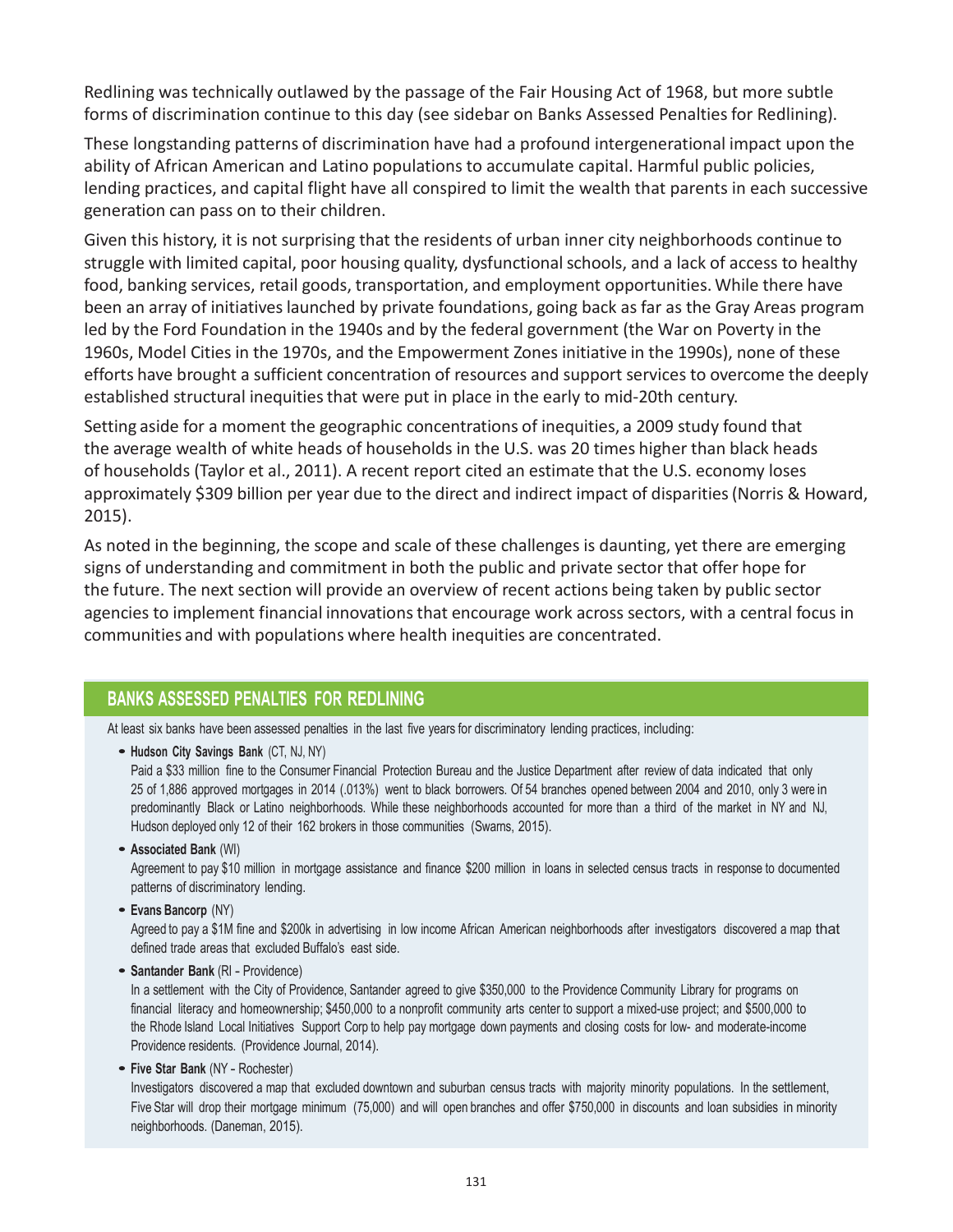Redlining was technically outlawed by the passage of the Fair Housing Act of 1968, but more subtle forms of discrimination continue to this day (see sidebar on Banks Assessed Penalties for Redlining).

These longstanding patterns of discrimination have had a profound intergenerational impact upon the ability of African American and Latino populations to accumulate capital. Harmful public policies, lending practices, and capital flight have all conspired to limit the wealth that parents in each successive generation can pass on to their children.

Given this history, it is not surprising that the residents of urban inner city neighborhoods continue to struggle with limited capital, poor housing quality, dysfunctional schools, and a lack of access to healthy food, banking services, retail goods, transportation, and employment opportunities. While there have been an array of initiatives launched by private foundations, going back as far as the Gray Areas program led by the Ford Foundation in the 1940s and by the federal government (the War on Poverty in the 1960s, Model Cities in the 1970s, and the Empowerment Zones initiative in the 1990s), none of these efforts have brought a sufficient concentration of resources and support services to overcome the deeply established structural inequities that were put in place in the early to mid-20th century.

Setting aside for a moment the geographic concentrations of inequities, a 2009 study found that the average wealth of white heads of households in the U.S. was 20 times higher than black heads of households (Taylor et al., 2011). A recent report cited an estimate that the U.S. economy loses approximately $309 billion per year due to the direct and indirect impact of disparities (Norris & Howard, 2015).

As noted in the beginning, the scope and scale of these challenges is daunting, yet there are emerging signs of understanding and commitment in both the public and private sector that offer hope for the future. The next section will provide an overview of recent actions being taken by public sector agencies to implement financial innovations that encourage work across sectors, with a central focus in communities and with populations where health inequities are concentrated.

## BANKS ASSESSED PENALTIES FOR REDLINING

At least six banks have been assessed penalties in the last five years for discriminatory lending practices, including:

- **Hudson City Savings Bank** (CT, NJ, NY)
  Paid a $33 million fine to the Consumer Financial Protection Bureau and the Justice Department after review of data indicated that only 25 of 1,886 approved mortgages in 2014 (.013%) went to black borrowers. Of 54 branches opened between 2004 and 2010, only 3 were in predominantly Black or Latino neighborhoods. While these neighborhoods accounted for more than a third of the market in NY and NJ, Hudson deployed only 12 of their 162 brokers in those communities (Swarns, 2015).
- **Associated Bank** (WI)
  Agreement to pay $10 million in mortgage assistance and finance $200 million in loans in selected census tracts in response to documented patterns of discriminatory lending.
- **Evans Bancorp** (NY)
  Agreed to pay a $1M fine and $200k in advertising in low income African American neighborhoods after investigators discovered a map that defined trade areas that excluded Buffalo's east side.
- **Santander Bank** (RI - Providence)
  In a settlement with the City of Providence, Santander agreed to give $350,000 to the Providence Community Library for programs on financial literacy and homeownership; $450,000 to a nonprofit community arts center to support a mixed-use project; and $500,000 to the Rhode Island Local Initiatives Support Corp to help pay mortgage down payments and closing costs for low- and moderate-income Providence residents. (Providence Journal, 2014).
- **Five Star Bank** (NY - Rochester)
  Investigators discovered a map that excluded downtown and suburban census tracts with majority minority populations. In the settlement, Five Star will drop their mortgage minimum (75,000) and will open branches and offer $750,000 in discounts and loan subsidies in minority neighborhoods. (Daneman, 2015).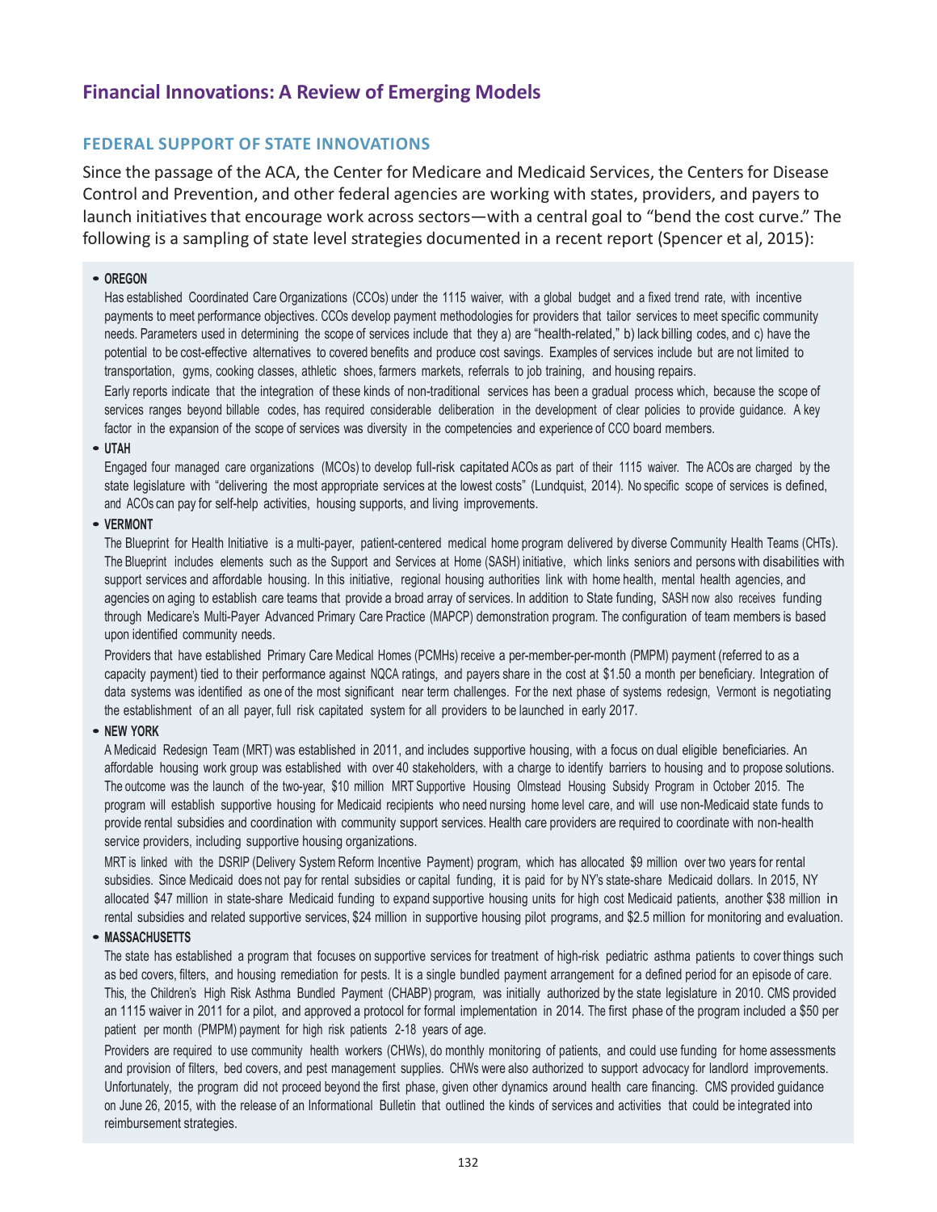## Financial Innovations: A Review of Emerging Models

### FEDERAL SUPPORT OF STATE INNOVATIONS

Since the passage of the ACA, the Center for Medicare and Medicaid Services, the Centers for Disease Control and Prevention, and other federal agencies are working with states, providers, and payers to launch initiatives that encourage work across sectors—with a central goal to "bend the cost curve." The following is a sampling of state level strategies documented in a recent report (Spencer et al, 2015):

- **OREGON**

  Has established Coordinated Care Organizations (CCOs) under the 1115 waiver, with a global budget and a fixed trend rate, with incentive payments to meet performance objectives. CCOs develop payment methodologies for providers that tailor services to meet specific community needs. Parameters used in determining the scope of services include that they a) are "health-related," b) lack billing codes, and c) have the potential to be cost-effective alternatives to covered benefits and produce cost savings. Examples of services include but are not limited to transportation, gyms, cooking classes, athletic shoes, farmers markets, referrals to job training, and housing repairs.

  Early reports indicate that the integration of these kinds of non-traditional services has been a gradual process which, because the scope of services ranges beyond billable codes, has required considerable deliberation in the development of clear policies to provide guidance. A key factor in the expansion of the scope of services was diversity in the competencies and experience of CCO board members.

- **UTAH**

  Engaged four managed care organizations (MCOs) to develop full-risk capitated ACOs as part of their 1115 waiver. The ACOs are charged by the state legislature with "delivering the most appropriate services at the lowest costs" (Lundquist, 2014). No specific scope of services is defined, and ACOs can pay for self-help activities, housing supports, and living improvements.

- **VERMONT**

  The Blueprint for Health Initiative is a multi-payer, patient-centered medical home program delivered by diverse Community Health Teams (CHTs). The Blueprint includes elements such as the Support and Services at Home (SASH) initiative, which links seniors and persons with disabilities with support services and affordable housing. In this initiative, regional housing authorities link with home health, mental health agencies, and agencies on aging to establish care teams that provide a broad array of services. In addition to State funding, SASH now also receives funding through Medicare's Multi-Payer Advanced Primary Care Practice (MAPCP) demonstration program. The configuration of team members is based upon identified community needs.

  Providers that have established Primary Care Medical Homes (PCMHs) receive a per-member-per-month (PMPM) payment (referred to as a capacity payment) tied to their performance against NQCA ratings, and payers share in the cost at $1.50 a month per beneficiary. Integration of data systems was identified as one of the most significant near term challenges. For the next phase of systems redesign, Vermont is negotiating the establishment of an all payer, full risk capitated system for all providers to be launched in early 2017.

- **NEW YORK**

  A Medicaid Redesign Team (MRT) was established in 2011, and includes supportive housing, with a focus on dual eligible beneficiaries. An affordable housing work group was established with over 40 stakeholders, with a charge to identify barriers to housing and to propose solutions. The outcome was the launch of the two-year, $10 million MRT Supportive Housing Olmstead Housing Subsidy Program in October 2015. The program will establish supportive housing for Medicaid recipients who need nursing home level care, and will use non-Medicaid state funds to provide rental subsidies and coordination with community support services. Health care providers are required to coordinate with non-health service providers, including supportive housing organizations.

  MRT is linked with the DSRIP (Delivery System Reform Incentive Payment) program, which has allocated $9 million over two years for rental subsidies. Since Medicaid does not pay for rental subsidies or capital funding, it is paid for by NY's state-share Medicaid dollars. In 2015, NY allocated $47 million in state-share Medicaid funding to expand supportive housing units for high cost Medicaid patients, another $38 million in rental subsidies and related supportive services, $24 million in supportive housing pilot programs, and $2.5 million for monitoring and evaluation.

- **MASSACHUSETTS**

  The state has established a program that focuses on supportive services for treatment of high-risk pediatric asthma patients to cover things such as bed covers, filters, and housing remediation for pests. It is a single bundled payment arrangement for a defined period for an episode of care. This, the Children's High Risk Asthma Bundled Payment (CHABP) program, was initially authorized by the state legislature in 2010. CMS provided an 1115 waiver in 2011 for a pilot, and approved a protocol for formal implementation in 2014. The first phase of the program included a $50 per patient per month (PMPM) payment for high risk patients 2-18 years of age.

  Providers are required to use community health workers (CHWs), do monthly monitoring of patients, and could use funding for home assessments and provision of filters, bed covers, and pest management supplies. CHWs were also authorized to support advocacy for landlord improvements. Unfortunately, the program did not proceed beyond the first phase, given other dynamics around health care financing. CMS provided guidance on June 26, 2015, with the release of an Informational Bulletin that outlined the kinds of services and activities that could be integrated into reimbursement strategies.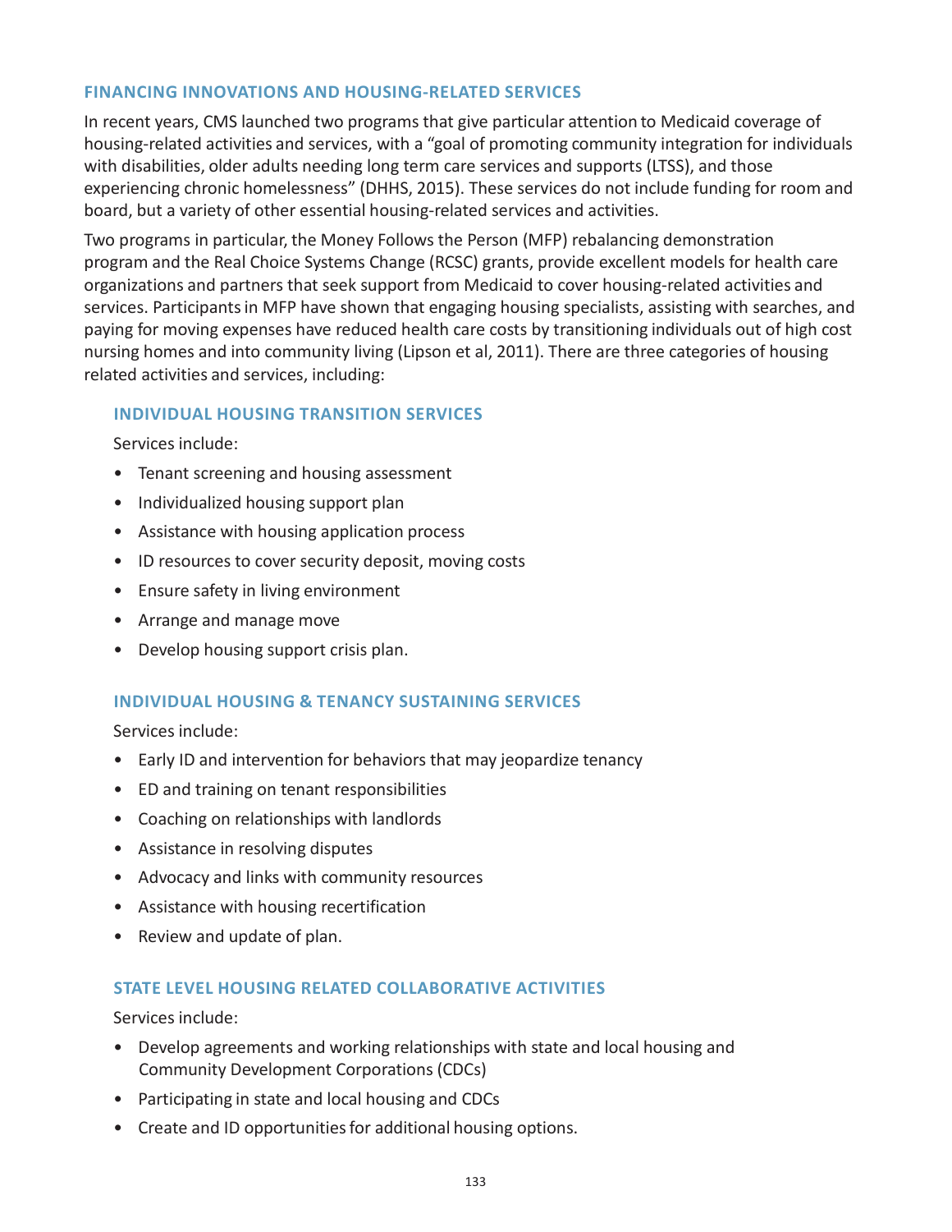## FINANCING INNOVATIONS AND HOUSING-RELATED SERVICES

In recent years, CMS launched two programs that give particular attention to Medicaid coverage of housing-related activities and services, with a "goal of promoting community integration for individuals with disabilities, older adults needing long term care services and supports (LTSS), and those experiencing chronic homelessness" (DHHS, 2015). These services do not include funding for room and board, but a variety of other essential housing-related services and activities.

Two programs in particular, the Money Follows the Person (MFP) rebalancing demonstration program and the Real Choice Systems Change (RCSC) grants, provide excellent models for health care organizations and partners that seek support from Medicaid to cover housing-related activities and services. Participants in MFP have shown that engaging housing specialists, assisting with searches, and paying for moving expenses have reduced health care costs by transitioning individuals out of high cost nursing homes and into community living (Lipson et al, 2011). There are three categories of housing related activities and services, including:

### INDIVIDUAL HOUSING TRANSITION SERVICES

Services include:

- Tenant screening and housing assessment
- Individualized housing support plan
- Assistance with housing application process
- ID resources to cover security deposit, moving costs
- Ensure safety in living environment
- Arrange and manage move
- Develop housing support crisis plan.

### INDIVIDUAL HOUSING & TENANCY SUSTAINING SERVICES

Services include:

- Early ID and intervention for behaviors that may jeopardize tenancy
- ED and training on tenant responsibilities
- Coaching on relationships with landlords
- Assistance in resolving disputes
- Advocacy and links with community resources
- Assistance with housing recertification
- Review and update of plan.

### STATE LEVEL HOUSING RELATED COLLABORATIVE ACTIVITIES

Services include:

- Develop agreements and working relationships with state and local housing and Community Development Corporations (CDCs)
- Participating in state and local housing and CDCs
- Create and ID opportunities for additional housing options.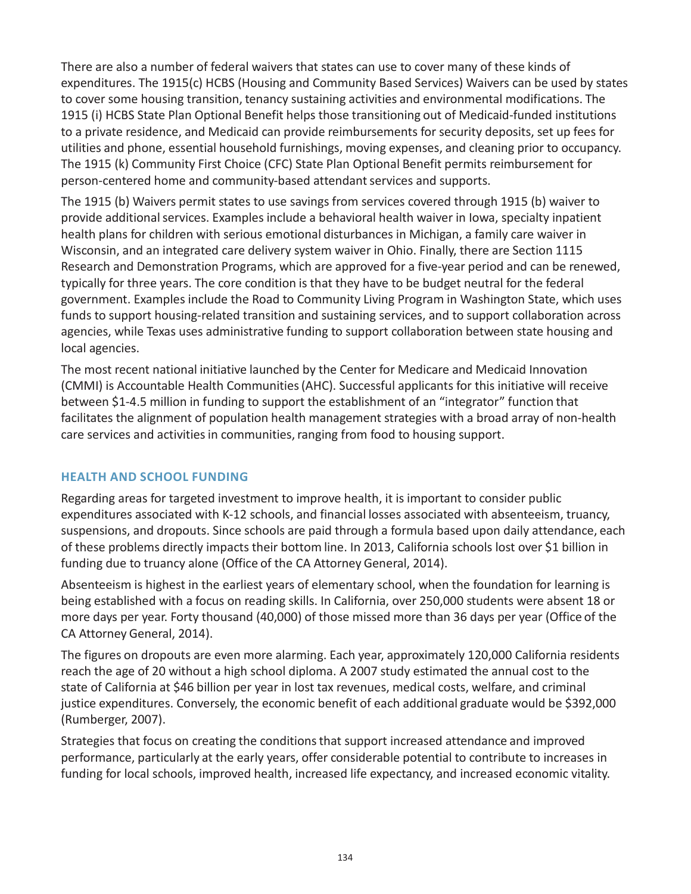There are also a number of federal waivers that states can use to cover many of these kinds of expenditures. The 1915(c) HCBS (Housing and Community Based Services) Waivers can be used by states to cover some housing transition, tenancy sustaining activities and environmental modifications. The 1915 (i) HCBS State Plan Optional Benefit helps those transitioning out of Medicaid-funded institutions to a private residence, and Medicaid can provide reimbursements for security deposits, set up fees for utilities and phone, essential household furnishings, moving expenses, and cleaning prior to occupancy. The 1915 (k) Community First Choice (CFC) State Plan Optional Benefit permits reimbursement for person-centered home and community-based attendant services and supports.

The 1915 (b) Waivers permit states to use savings from services covered through 1915 (b) waiver to provide additional services. Examples include a behavioral health waiver in Iowa, specialty inpatient health plans for children with serious emotional disturbances in Michigan, a family care waiver in Wisconsin, and an integrated care delivery system waiver in Ohio. Finally, there are Section 1115 Research and Demonstration Programs, which are approved for a five-year period and can be renewed, typically for three years. The core condition is that they have to be budget neutral for the federal government. Examples include the Road to Community Living Program in Washington State, which uses funds to support housing-related transition and sustaining services, and to support collaboration across agencies, while Texas uses administrative funding to support collaboration between state housing and local agencies.

The most recent national initiative launched by the Center for Medicare and Medicaid Innovation (CMMI) is Accountable Health Communities (AHC). Successful applicants for this initiative will receive between $1-4.5 million in funding to support the establishment of an "integrator" function that facilitates the alignment of population health management strategies with a broad array of non-health care services and activities in communities, ranging from food to housing support.

## HEALTH AND SCHOOL FUNDING

Regarding areas for targeted investment to improve health, it is important to consider public expenditures associated with K-12 schools, and financial losses associated with absenteeism, truancy, suspensions, and dropouts. Since schools are paid through a formula based upon daily attendance, each of these problems directly impacts their bottom line. In 2013, California schools lost over $1 billion in funding due to truancy alone (Office of the CA Attorney General, 2014).

Absenteeism is highest in the earliest years of elementary school, when the foundation for learning is being established with a focus on reading skills. In California, over 250,000 students were absent 18 or more days per year. Forty thousand (40,000) of those missed more than 36 days per year (Office of the CA Attorney General, 2014).

The figures on dropouts are even more alarming. Each year, approximately 120,000 California residents reach the age of 20 without a high school diploma. A 2007 study estimated the annual cost to the state of California at $46 billion per year in lost tax revenues, medical costs, welfare, and criminal justice expenditures. Conversely, the economic benefit of each additional graduate would be $392,000 (Rumberger, 2007).

Strategies that focus on creating the conditions that support increased attendance and improved performance, particularly at the early years, offer considerable potential to contribute to increases in funding for local schools, improved health, increased life expectancy, and increased economic vitality.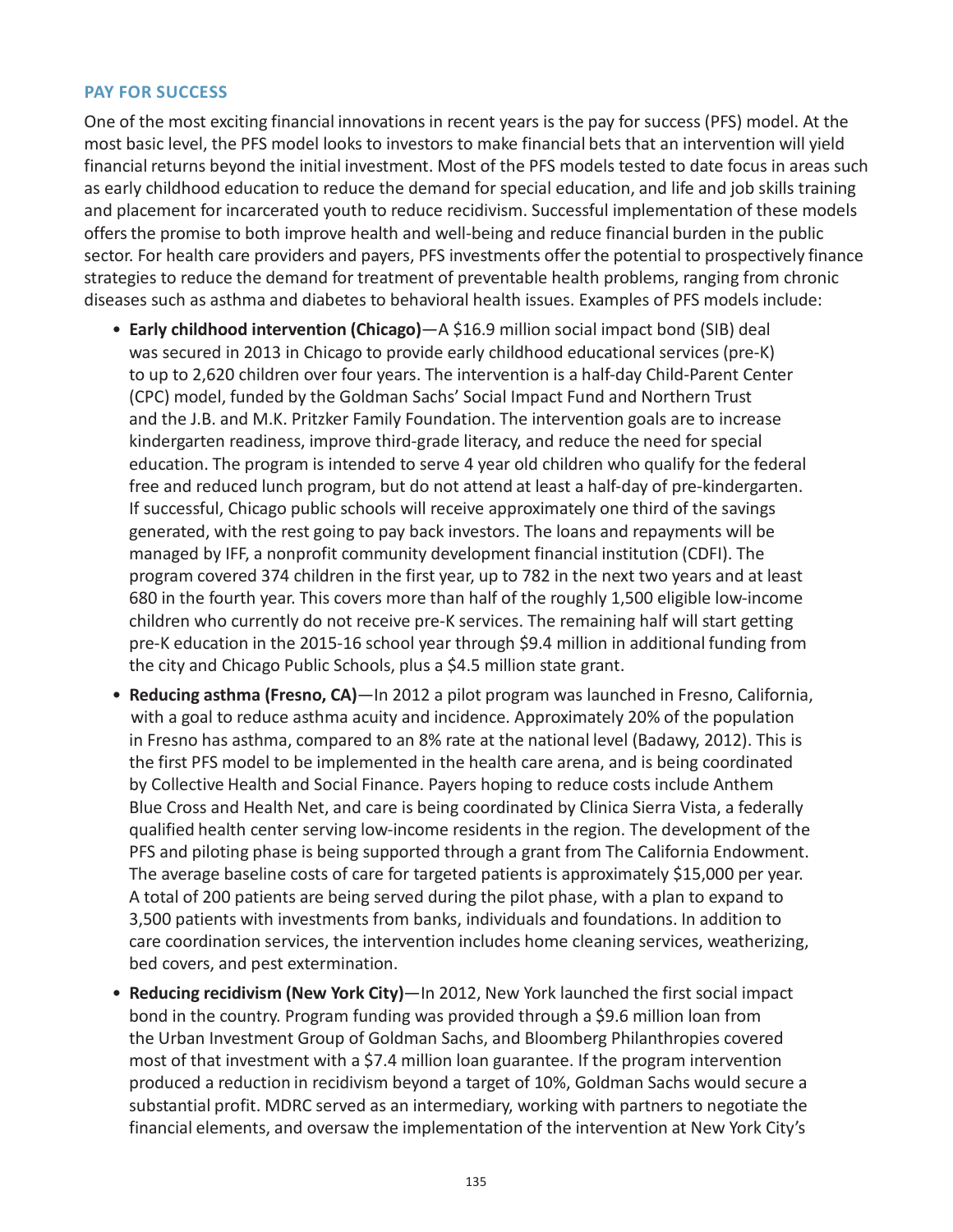### PAY FOR SUCCESS

One of the most exciting financial innovations in recent years is the pay for success (PFS) model. At the most basic level, the PFS model looks to investors to make financial bets that an intervention will yield financial returns beyond the initial investment. Most of the PFS models tested to date focus in areas such as early childhood education to reduce the demand for special education, and life and job skills training and placement for incarcerated youth to reduce recidivism. Successful implementation of these models offers the promise to both improve health and well-being and reduce financial burden in the public sector. For health care providers and payers, PFS investments offer the potential to prospectively finance strategies to reduce the demand for treatment of preventable health problems, ranging from chronic diseases such as asthma and diabetes to behavioral health issues. Examples of PFS models include:

- **Early childhood intervention (Chicago)**—A $16.9 million social impact bond (SIB) deal was secured in 2013 in Chicago to provide early childhood educational services (pre-K) to up to 2,620 children over four years. The intervention is a half-day Child-Parent Center (CPC) model, funded by the Goldman Sachs' Social Impact Fund and Northern Trust and the J.B. and M.K. Pritzker Family Foundation. The intervention goals are to increase kindergarten readiness, improve third-grade literacy, and reduce the need for special education. The program is intended to serve 4 year old children who qualify for the federal free and reduced lunch program, but do not attend at least a half-day of pre-kindergarten. If successful, Chicago public schools will receive approximately one third of the savings generated, with the rest going to pay back investors. The loans and repayments will be managed by IFF, a nonprofit community development financial institution (CDFI). The program covered 374 children in the first year, up to 782 in the next two years and at least 680 in the fourth year. This covers more than half of the roughly 1,500 eligible low-income children who currently do not receive pre-K services. The remaining half will start getting pre-K education in the 2015-16 school year through $9.4 million in additional funding from the city and Chicago Public Schools, plus a $4.5 million state grant.
- **Reducing asthma (Fresno, CA)**—In 2012 a pilot program was launched in Fresno, California, with a goal to reduce asthma acuity and incidence. Approximately 20% of the population in Fresno has asthma, compared to an 8% rate at the national level (Badawy, 2012). This is the first PFS model to be implemented in the health care arena, and is being coordinated by Collective Health and Social Finance. Payers hoping to reduce costs include Anthem Blue Cross and Health Net, and care is being coordinated by Clinica Sierra Vista, a federally qualified health center serving low-income residents in the region. The development of the PFS and piloting phase is being supported through a grant from The California Endowment. The average baseline costs of care for targeted patients is approximately $15,000 per year. A total of 200 patients are being served during the pilot phase, with a plan to expand to 3,500 patients with investments from banks, individuals and foundations. In addition to care coordination services, the intervention includes home cleaning services, weatherizing, bed covers, and pest extermination.
- **Reducing recidivism (New York City)**—In 2012, New York launched the first social impact bond in the country. Program funding was provided through a $9.6 million loan from the Urban Investment Group of Goldman Sachs, and Bloomberg Philanthropies covered most of that investment with a $7.4 million loan guarantee. If the program intervention produced a reduction in recidivism beyond a target of 10%, Goldman Sachs would secure a substantial profit. MDRC served as an intermediary, working with partners to negotiate the financial elements, and oversaw the implementation of the intervention at New York City's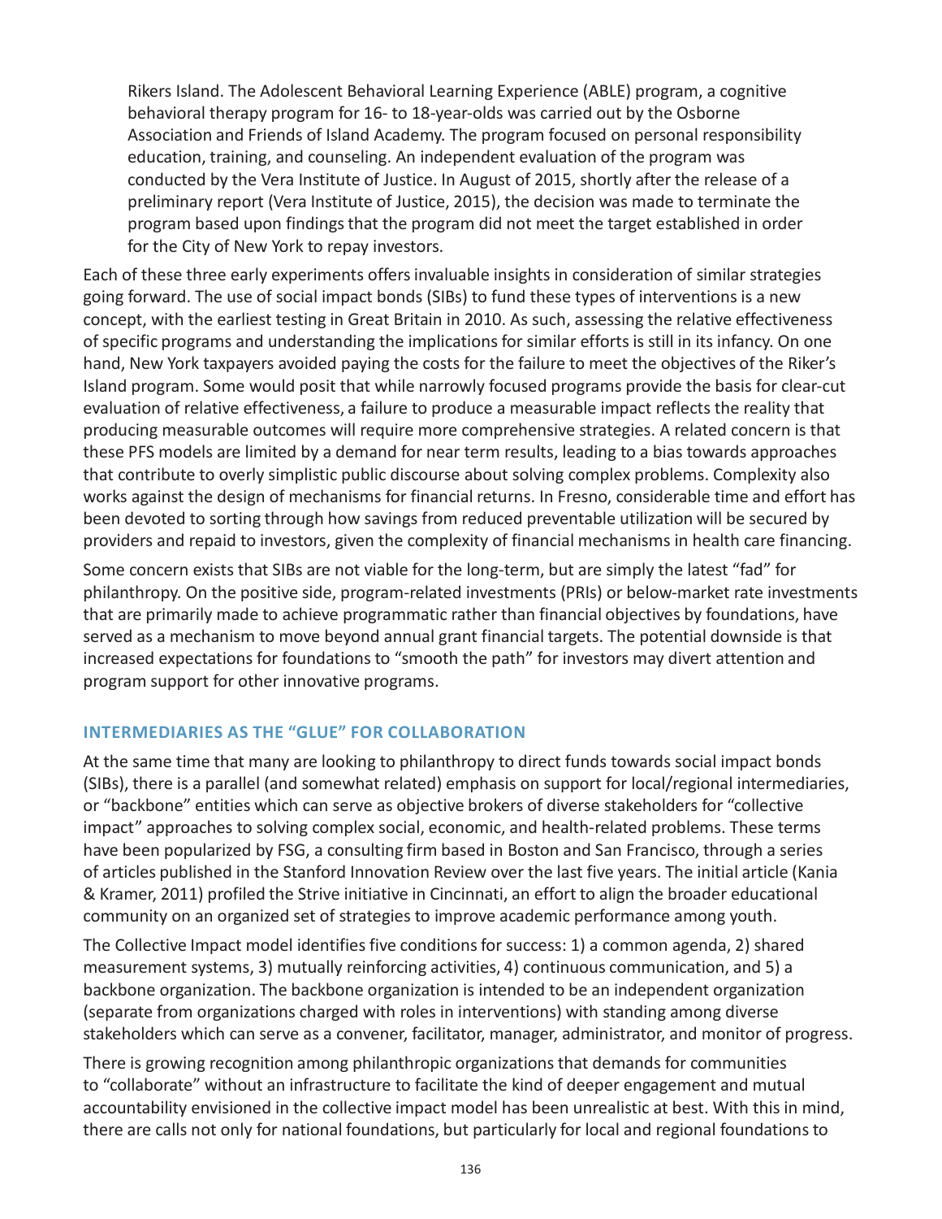Rikers Island. The Adolescent Behavioral Learning Experience (ABLE) program, a cognitive behavioral therapy program for 16- to 18-year-olds was carried out by the Osborne Association and Friends of Island Academy. The program focused on personal responsibility education, training, and counseling. An independent evaluation of the program was conducted by the Vera Institute of Justice. In August of 2015, shortly after the release of a preliminary report (Vera Institute of Justice, 2015), the decision was made to terminate the program based upon findings that the program did not meet the target established in order for the City of New York to repay investors.

Each of these three early experiments offers invaluable insights in consideration of similar strategies going forward. The use of social impact bonds (SIBs) to fund these types of interventions is a new concept, with the earliest testing in Great Britain in 2010. As such, assessing the relative effectiveness of specific programs and understanding the implications for similar efforts is still in its infancy. On one hand, New York taxpayers avoided paying the costs for the failure to meet the objectives of the Riker's Island program. Some would posit that while narrowly focused programs provide the basis for clear-cut evaluation of relative effectiveness, a failure to produce a measurable impact reflects the reality that producing measurable outcomes will require more comprehensive strategies. A related concern is that these PFS models are limited by a demand for near term results, leading to a bias towards approaches that contribute to overly simplistic public discourse about solving complex problems. Complexity also works against the design of mechanisms for financial returns. In Fresno, considerable time and effort has been devoted to sorting through how savings from reduced preventable utilization will be secured by providers and repaid to investors, given the complexity of financial mechanisms in health care financing.

Some concern exists that SIBs are not viable for the long-term, but are simply the latest "fad" for philanthropy. On the positive side, program-related investments (PRIs) or below-market rate investments that are primarily made to achieve programmatic rather than financial objectives by foundations, have served as a mechanism to move beyond annual grant financial targets. The potential downside is that increased expectations for foundations to "smooth the path" for investors may divert attention and program support for other innovative programs.

## INTERMEDIARIES AS THE "GLUE" FOR COLLABORATION

At the same time that many are looking to philanthropy to direct funds towards social impact bonds (SIBs), there is a parallel (and somewhat related) emphasis on support for local/regional intermediaries, or "backbone" entities which can serve as objective brokers of diverse stakeholders for "collective impact" approaches to solving complex social, economic, and health-related problems. These terms have been popularized by FSG, a consulting firm based in Boston and San Francisco, through a series of articles published in the Stanford Innovation Review over the last five years. The initial article (Kania & Kramer, 2011) profiled the Strive initiative in Cincinnati, an effort to align the broader educational community on an organized set of strategies to improve academic performance among youth.

The Collective Impact model identifies five conditions for success: 1) a common agenda, 2) shared measurement systems, 3) mutually reinforcing activities, 4) continuous communication, and 5) a backbone organization. The backbone organization is intended to be an independent organization (separate from organizations charged with roles in interventions) with standing among diverse stakeholders which can serve as a convener, facilitator, manager, administrator, and monitor of progress.

There is growing recognition among philanthropic organizations that demands for communities to "collaborate" without an infrastructure to facilitate the kind of deeper engagement and mutual accountability envisioned in the collective impact model has been unrealistic at best. With this in mind, there are calls not only for national foundations, but particularly for local and regional foundations to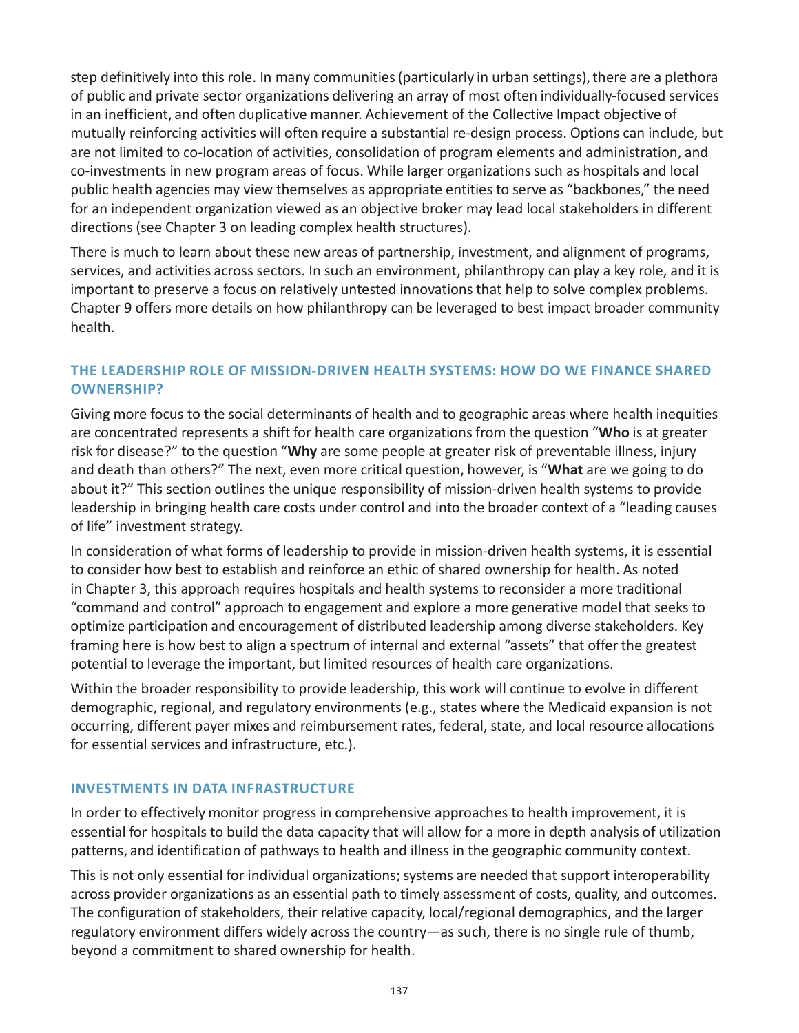step definitively into this role. In many communities (particularly in urban settings), there are a plethora of public and private sector organizations delivering an array of most often individually-focused services in an inefficient, and often duplicative manner. Achievement of the Collective Impact objective of mutually reinforcing activities will often require a substantial re-design process. Options can include, but are not limited to co-location of activities, consolidation of program elements and administration, and co-investments in new program areas of focus. While larger organizations such as hospitals and local public health agencies may view themselves as appropriate entities to serve as "backbones," the need for an independent organization viewed as an objective broker may lead local stakeholders in different directions (see Chapter 3 on leading complex health structures).

There is much to learn about these new areas of partnership, investment, and alignment of programs, services, and activities across sectors. In such an environment, philanthropy can play a key role, and it is important to preserve a focus on relatively untested innovations that help to solve complex problems. Chapter 9 offers more details on how philanthropy can be leveraged to best impact broader community health.

### THE LEADERSHIP ROLE OF MISSION-DRIVEN HEALTH SYSTEMS: HOW DO WE FINANCE SHARED OWNERSHIP?

Giving more focus to the social determinants of health and to geographic areas where health inequities are concentrated represents a shift for health care organizations from the question "**Who** is at greater risk for disease?" to the question "**Why** are some people at greater risk of preventable illness, injury and death than others?" The next, even more critical question, however, is "**What** are we going to do about it?" This section outlines the unique responsibility of mission-driven health systems to provide leadership in bringing health care costs under control and into the broader context of a "leading causes of life" investment strategy.

In consideration of what forms of leadership to provide in mission-driven health systems, it is essential to consider how best to establish and reinforce an ethic of shared ownership for health. As noted in Chapter 3, this approach requires hospitals and health systems to reconsider a more traditional "command and control" approach to engagement and explore a more generative model that seeks to optimize participation and encouragement of distributed leadership among diverse stakeholders. Key framing here is how best to align a spectrum of internal and external "assets" that offer the greatest potential to leverage the important, but limited resources of health care organizations.

Within the broader responsibility to provide leadership, this work will continue to evolve in different demographic, regional, and regulatory environments (e.g., states where the Medicaid expansion is not occurring, different payer mixes and reimbursement rates, federal, state, and local resource allocations for essential services and infrastructure, etc.).

### INVESTMENTS IN DATA INFRASTRUCTURE

In order to effectively monitor progress in comprehensive approaches to health improvement, it is essential for hospitals to build the data capacity that will allow for a more in depth analysis of utilization patterns, and identification of pathways to health and illness in the geographic community context.

This is not only essential for individual organizations; systems are needed that support interoperability across provider organizations as an essential path to timely assessment of costs, quality, and outcomes. The configuration of stakeholders, their relative capacity, local/regional demographics, and the larger regulatory environment differs widely across the country—as such, there is no single rule of thumb, beyond a commitment to shared ownership for health.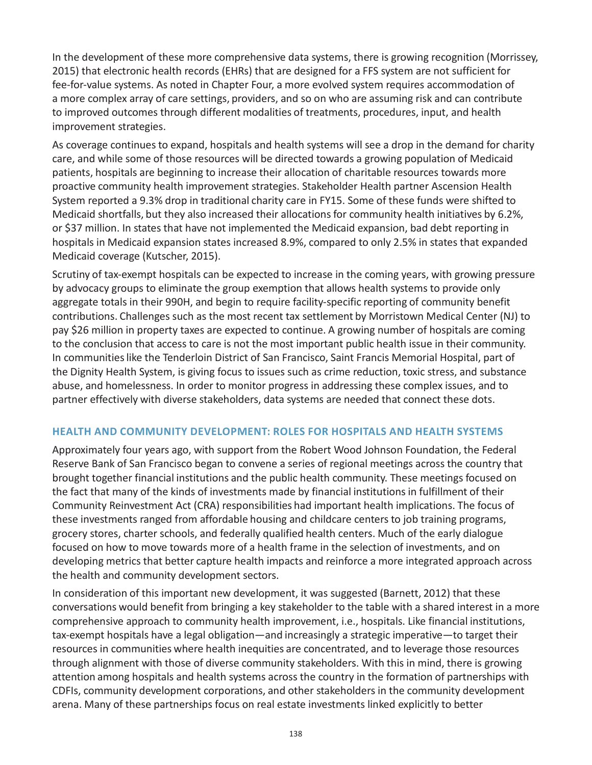In the development of these more comprehensive data systems, there is growing recognition (Morrissey, 2015) that electronic health records (EHRs) that are designed for a FFS system are not sufficient for fee-for-value systems. As noted in Chapter Four, a more evolved system requires accommodation of a more complex array of care settings, providers, and so on who are assuming risk and can contribute to improved outcomes through different modalities of treatments, procedures, input, and health improvement strategies.

As coverage continues to expand, hospitals and health systems will see a drop in the demand for charity care, and while some of those resources will be directed towards a growing population of Medicaid patients, hospitals are beginning to increase their allocation of charitable resources towards more proactive community health improvement strategies. Stakeholder Health partner Ascension Health System reported a 9.3% drop in traditional charity care in FY15. Some of these funds were shifted to Medicaid shortfalls, but they also increased their allocations for community health initiatives by 6.2%, or $37 million. In states that have not implemented the Medicaid expansion, bad debt reporting in hospitals in Medicaid expansion states increased 8.9%, compared to only 2.5% in states that expanded Medicaid coverage (Kutscher, 2015).

Scrutiny of tax-exempt hospitals can be expected to increase in the coming years, with growing pressure by advocacy groups to eliminate the group exemption that allows health systems to provide only aggregate totals in their 990H, and begin to require facility-specific reporting of community benefit contributions. Challenges such as the most recent tax settlement by Morristown Medical Center (NJ) to pay $26 million in property taxes are expected to continue. A growing number of hospitals are coming to the conclusion that access to care is not the most important public health issue in their community. In communities like the Tenderloin District of San Francisco, Saint Francis Memorial Hospital, part of the Dignity Health System, is giving focus to issues such as crime reduction, toxic stress, and substance abuse, and homelessness. In order to monitor progress in addressing these complex issues, and to partner effectively with diverse stakeholders, data systems are needed that connect these dots.

## HEALTH AND COMMUNITY DEVELOPMENT: ROLES FOR HOSPITALS AND HEALTH SYSTEMS

Approximately four years ago, with support from the Robert Wood Johnson Foundation, the Federal Reserve Bank of San Francisco began to convene a series of regional meetings across the country that brought together financial institutions and the public health community. These meetings focused on the fact that many of the kinds of investments made by financial institutions in fulfillment of their Community Reinvestment Act (CRA) responsibilities had important health implications. The focus of these investments ranged from affordable housing and childcare centers to job training programs, grocery stores, charter schools, and federally qualified health centers. Much of the early dialogue focused on how to move towards more of a health frame in the selection of investments, and on developing metrics that better capture health impacts and reinforce a more integrated approach across the health and community development sectors.

In consideration of this important new development, it was suggested (Barnett, 2012) that these conversations would benefit from bringing a key stakeholder to the table with a shared interest in a more comprehensive approach to community health improvement, i.e., hospitals. Like financial institutions, tax-exempt hospitals have a legal obligation—and increasingly a strategic imperative—to target their resources in communities where health inequities are concentrated, and to leverage those resources through alignment with those of diverse community stakeholders. With this in mind, there is growing attention among hospitals and health systems across the country in the formation of partnerships with CDFIs, community development corporations, and other stakeholders in the community development arena. Many of these partnerships focus on real estate investments linked explicitly to better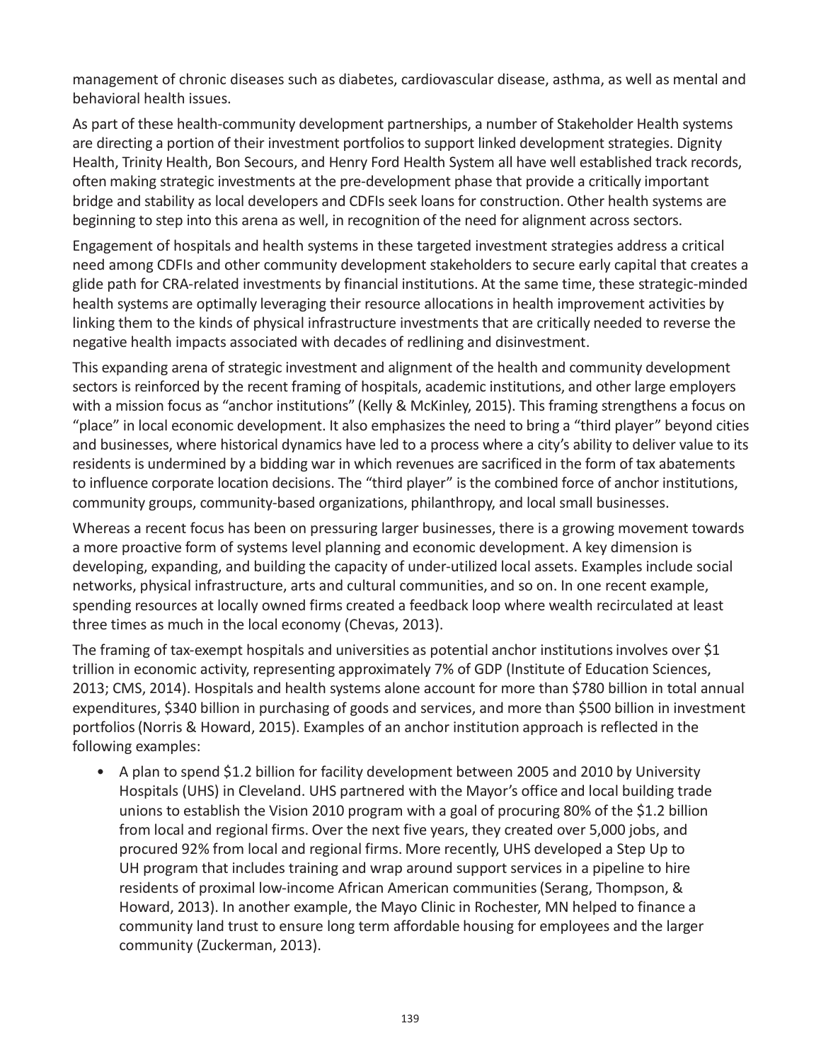management of chronic diseases such as diabetes, cardiovascular disease, asthma, as well as mental and behavioral health issues.

As part of these health-community development partnerships, a number of Stakeholder Health systems are directing a portion of their investment portfolios to support linked development strategies. Dignity Health, Trinity Health, Bon Secours, and Henry Ford Health System all have well established track records, often making strategic investments at the pre-development phase that provide a critically important bridge and stability as local developers and CDFIs seek loans for construction. Other health systems are beginning to step into this arena as well, in recognition of the need for alignment across sectors.

Engagement of hospitals and health systems in these targeted investment strategies address a critical need among CDFIs and other community development stakeholders to secure early capital that creates a glide path for CRA-related investments by financial institutions. At the same time, these strategic-minded health systems are optimally leveraging their resource allocations in health improvement activities by linking them to the kinds of physical infrastructure investments that are critically needed to reverse the negative health impacts associated with decades of redlining and disinvestment.

This expanding arena of strategic investment and alignment of the health and community development sectors is reinforced by the recent framing of hospitals, academic institutions, and other large employers with a mission focus as "anchor institutions" (Kelly & McKinley, 2015). This framing strengthens a focus on "place" in local economic development. It also emphasizes the need to bring a "third player" beyond cities and businesses, where historical dynamics have led to a process where a city's ability to deliver value to its residents is undermined by a bidding war in which revenues are sacrificed in the form of tax abatements to influence corporate location decisions. The "third player" is the combined force of anchor institutions, community groups, community-based organizations, philanthropy, and local small businesses.

Whereas a recent focus has been on pressuring larger businesses, there is a growing movement towards a more proactive form of systems level planning and economic development. A key dimension is developing, expanding, and building the capacity of under-utilized local assets. Examples include social networks, physical infrastructure, arts and cultural communities, and so on. In one recent example, spending resources at locally owned firms created a feedback loop where wealth recirculated at least three times as much in the local economy (Chevas, 2013).

The framing of tax-exempt hospitals and universities as potential anchor institutions involves over $1 trillion in economic activity, representing approximately 7% of GDP (Institute of Education Sciences, 2013; CMS, 2014). Hospitals and health systems alone account for more than $780 billion in total annual expenditures, $340 billion in purchasing of goods and services, and more than $500 billion in investment portfolios (Norris & Howard, 2015). Examples of an anchor institution approach is reflected in the following examples:

- A plan to spend $1.2 billion for facility development between 2005 and 2010 by University Hospitals (UHS) in Cleveland. UHS partnered with the Mayor's office and local building trade unions to establish the Vision 2010 program with a goal of procuring 80% of the $1.2 billion from local and regional firms. Over the next five years, they created over 5,000 jobs, and procured 92% from local and regional firms. More recently, UHS developed a Step Up to UH program that includes training and wrap around support services in a pipeline to hire residents of proximal low-income African American communities (Serang, Thompson, & Howard, 2013). In another example, the Mayo Clinic in Rochester, MN helped to finance a community land trust to ensure long term affordable housing for employees and the larger community (Zuckerman, 2013).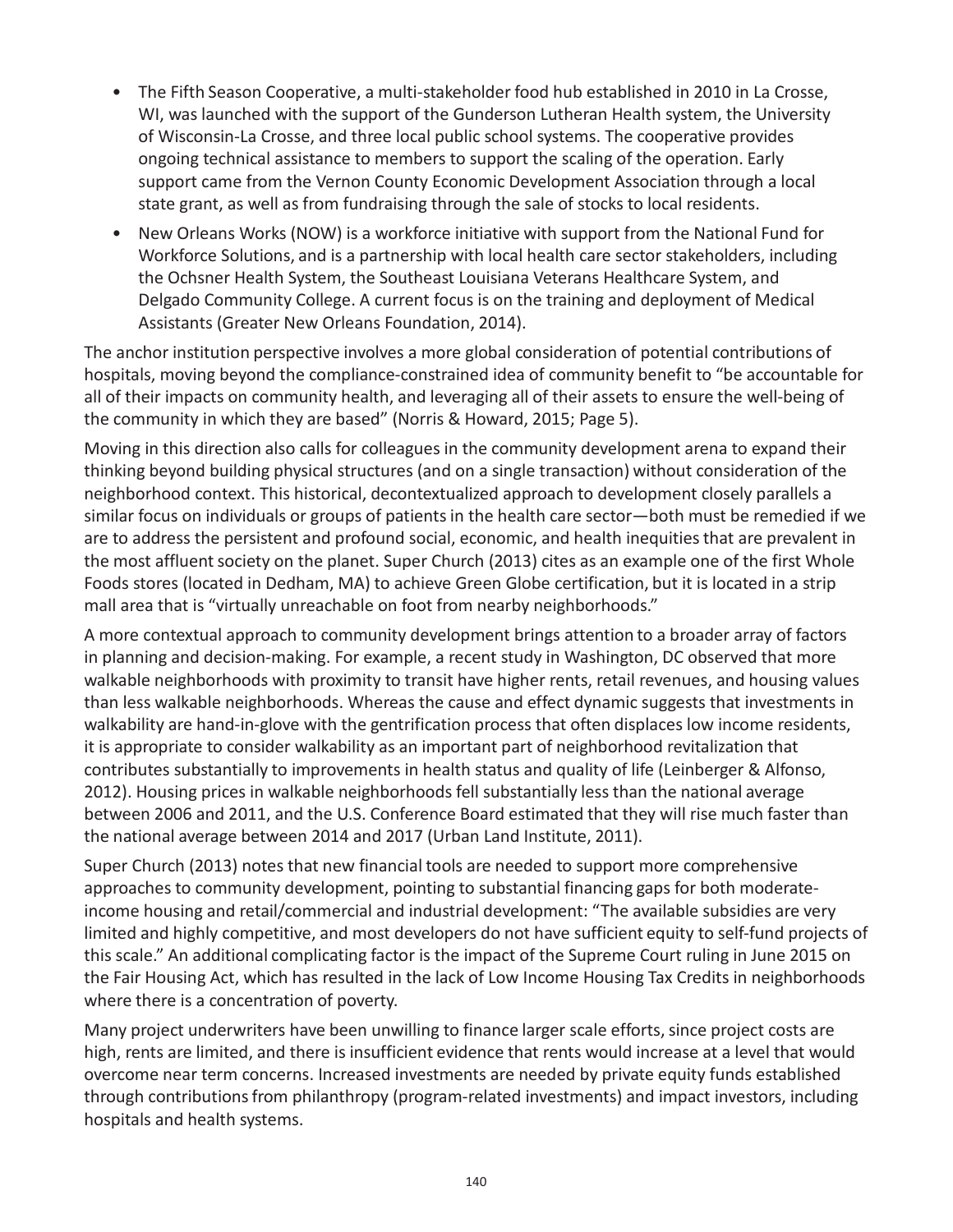- The Fifth Season Cooperative, a multi-stakeholder food hub established in 2010 in La Crosse, WI, was launched with the support of the Gunderson Lutheran Health system, the University of Wisconsin-La Crosse, and three local public school systems. The cooperative provides ongoing technical assistance to members to support the scaling of the operation. Early support came from the Vernon County Economic Development Association through a local state grant, as well as from fundraising through the sale of stocks to local residents.
- New Orleans Works (NOW) is a workforce initiative with support from the National Fund for Workforce Solutions, and is a partnership with local health care sector stakeholders, including the Ochsner Health System, the Southeast Louisiana Veterans Healthcare System, and Delgado Community College. A current focus is on the training and deployment of Medical Assistants (Greater New Orleans Foundation, 2014).

The anchor institution perspective involves a more global consideration of potential contributions of hospitals, moving beyond the compliance-constrained idea of community benefit to "be accountable for all of their impacts on community health, and leveraging all of their assets to ensure the well-being of the community in which they are based" (Norris & Howard, 2015; Page 5).

Moving in this direction also calls for colleagues in the community development arena to expand their thinking beyond building physical structures (and on a single transaction) without consideration of the neighborhood context. This historical, decontextualized approach to development closely parallels a similar focus on individuals or groups of patients in the health care sector—both must be remedied if we are to address the persistent and profound social, economic, and health inequities that are prevalent in the most affluent society on the planet. Super Church (2013) cites as an example one of the first Whole Foods stores (located in Dedham, MA) to achieve Green Globe certification, but it is located in a strip mall area that is "virtually unreachable on foot from nearby neighborhoods."

A more contextual approach to community development brings attention to a broader array of factors in planning and decision-making. For example, a recent study in Washington, DC observed that more walkable neighborhoods with proximity to transit have higher rents, retail revenues, and housing values than less walkable neighborhoods. Whereas the cause and effect dynamic suggests that investments in walkability are hand-in-glove with the gentrification process that often displaces low income residents, it is appropriate to consider walkability as an important part of neighborhood revitalization that contributes substantially to improvements in health status and quality of life (Leinberger & Alfonso, 2012). Housing prices in walkable neighborhoods fell substantially less than the national average between 2006 and 2011, and the U.S. Conference Board estimated that they will rise much faster than the national average between 2014 and 2017 (Urban Land Institute, 2011).

Super Church (2013) notes that new financial tools are needed to support more comprehensive approaches to community development, pointing to substantial financing gaps for both moderate-income housing and retail/commercial and industrial development: "The available subsidies are very limited and highly competitive, and most developers do not have sufficient equity to self-fund projects of this scale." An additional complicating factor is the impact of the Supreme Court ruling in June 2015 on the Fair Housing Act, which has resulted in the lack of Low Income Housing Tax Credits in neighborhoods where there is a concentration of poverty.

Many project underwriters have been unwilling to finance larger scale efforts, since project costs are high, rents are limited, and there is insufficient evidence that rents would increase at a level that would overcome near term concerns. Increased investments are needed by private equity funds established through contributions from philanthropy (program-related investments) and impact investors, including hospitals and health systems.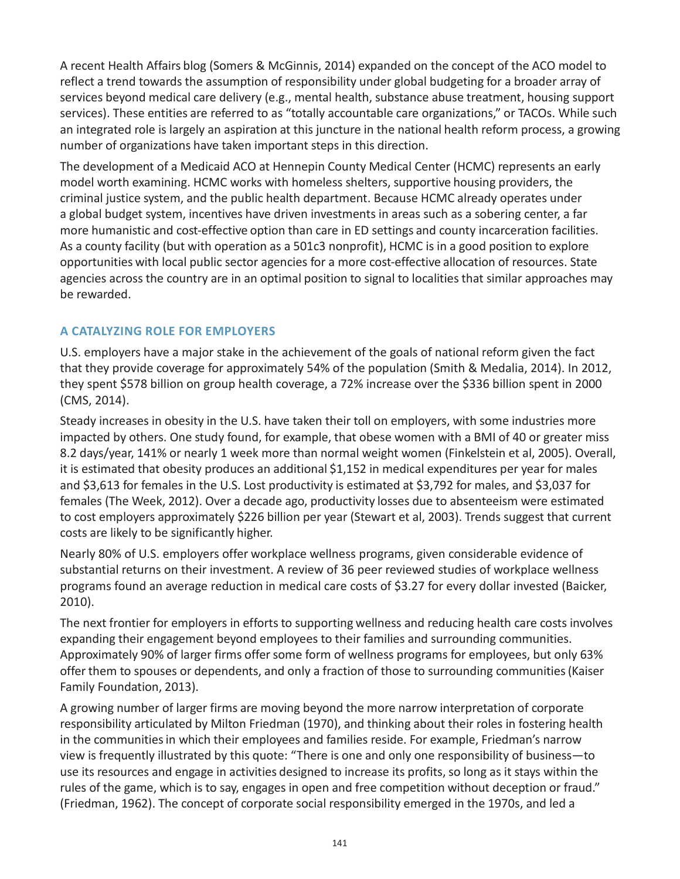A recent Health Affairs blog (Somers & McGinnis, 2014) expanded on the concept of the ACO model to reflect a trend towards the assumption of responsibility under global budgeting for a broader array of services beyond medical care delivery (e.g., mental health, substance abuse treatment, housing support services). These entities are referred to as "totally accountable care organizations," or TACOs. While such an integrated role is largely an aspiration at this juncture in the national health reform process, a growing number of organizations have taken important steps in this direction.

The development of a Medicaid ACO at Hennepin County Medical Center (HCMC) represents an early model worth examining. HCMC works with homeless shelters, supportive housing providers, the criminal justice system, and the public health department. Because HCMC already operates under a global budget system, incentives have driven investments in areas such as a sobering center, a far more humanistic and cost-effective option than care in ED settings and county incarceration facilities. As a county facility (but with operation as a 501c3 nonprofit), HCMC is in a good position to explore opportunities with local public sector agencies for a more cost-effective allocation of resources. State agencies across the country are in an optimal position to signal to localities that similar approaches may be rewarded.

### A CATALYZING ROLE FOR EMPLOYERS

U.S. employers have a major stake in the achievement of the goals of national reform given the fact that they provide coverage for approximately 54% of the population (Smith & Medalia, 2014). In 2012, they spent $578 billion on group health coverage, a 72% increase over the $336 billion spent in 2000 (CMS, 2014).

Steady increases in obesity in the U.S. have taken their toll on employers, with some industries more impacted by others. One study found, for example, that obese women with a BMI of 40 or greater miss 8.2 days/year, 141% or nearly 1 week more than normal weight women (Finkelstein et al, 2005). Overall, it is estimated that obesity produces an additional $1,152 in medical expenditures per year for males and $3,613 for females in the U.S. Lost productivity is estimated at $3,792 for males, and $3,037 for females (The Week, 2012). Over a decade ago, productivity losses due to absenteeism were estimated to cost employers approximately $226 billion per year (Stewart et al, 2003). Trends suggest that current costs are likely to be significantly higher.

Nearly 80% of U.S. employers offer workplace wellness programs, given considerable evidence of substantial returns on their investment. A review of 36 peer reviewed studies of workplace wellness programs found an average reduction in medical care costs of $3.27 for every dollar invested (Baicker, 2010).

The next frontier for employers in efforts to supporting wellness and reducing health care costs involves expanding their engagement beyond employees to their families and surrounding communities. Approximately 90% of larger firms offer some form of wellness programs for employees, but only 63% offer them to spouses or dependents, and only a fraction of those to surrounding communities (Kaiser Family Foundation, 2013).

A growing number of larger firms are moving beyond the more narrow interpretation of corporate responsibility articulated by Milton Friedman (1970), and thinking about their roles in fostering health in the communities in which their employees and families reside. For example, Friedman's narrow view is frequently illustrated by this quote: "There is one and only one responsibility of business—to use its resources and engage in activities designed to increase its profits, so long as it stays within the rules of the game, which is to say, engages in open and free competition without deception or fraud." (Friedman, 1962). The concept of corporate social responsibility emerged in the 1970s, and led a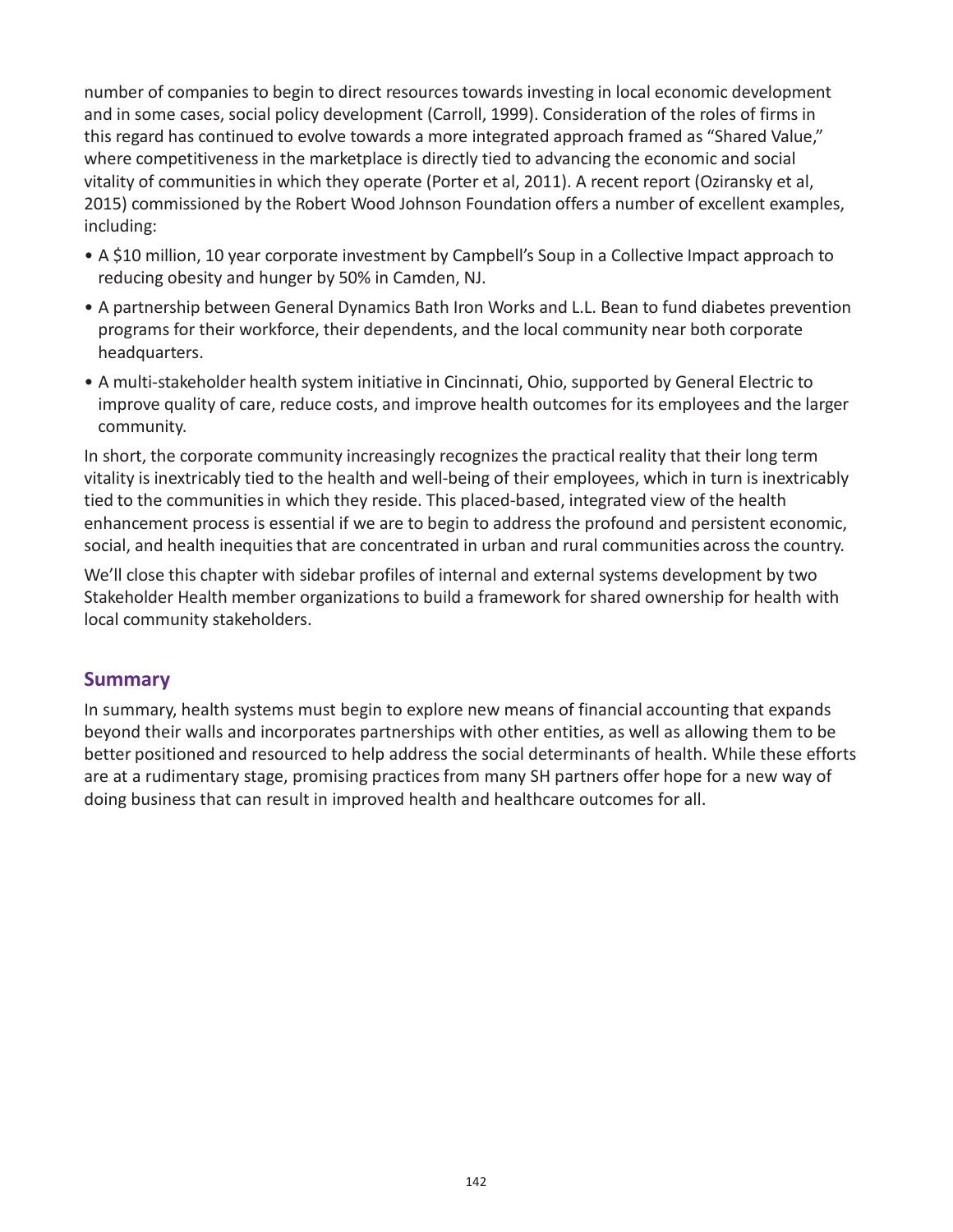number of companies to begin to direct resources towards investing in local economic development and in some cases, social policy development (Carroll, 1999). Consideration of the roles of firms in this regard has continued to evolve towards a more integrated approach framed as "Shared Value," where competitiveness in the marketplace is directly tied to advancing the economic and social vitality of communities in which they operate (Porter et al, 2011). A recent report (Oziransky et al, 2015) commissioned by the Robert Wood Johnson Foundation offers a number of excellent examples, including:

- A $10 million, 10 year corporate investment by Campbell's Soup in a Collective Impact approach to reducing obesity and hunger by 50% in Camden, NJ.
- A partnership between General Dynamics Bath Iron Works and L.L. Bean to fund diabetes prevention programs for their workforce, their dependents, and the local community near both corporate headquarters.
- A multi-stakeholder health system initiative in Cincinnati, Ohio, supported by General Electric to improve quality of care, reduce costs, and improve health outcomes for its employees and the larger community.

In short, the corporate community increasingly recognizes the practical reality that their long term vitality is inextricably tied to the health and well-being of their employees, which in turn is inextricably tied to the communities in which they reside. This placed-based, integrated view of the health enhancement process is essential if we are to begin to address the profound and persistent economic, social, and health inequities that are concentrated in urban and rural communities across the country.

We'll close this chapter with sidebar profiles of internal and external systems development by two Stakeholder Health member organizations to build a framework for shared ownership for health with local community stakeholders.

## Summary

In summary, health systems must begin to explore new means of financial accounting that expands beyond their walls and incorporates partnerships with other entities, as well as allowing them to be better positioned and resourced to help address the social determinants of health. While these efforts are at a rudimentary stage, promising practices from many SH partners offer hope for a new way of doing business that can result in improved health and healthcare outcomes for all.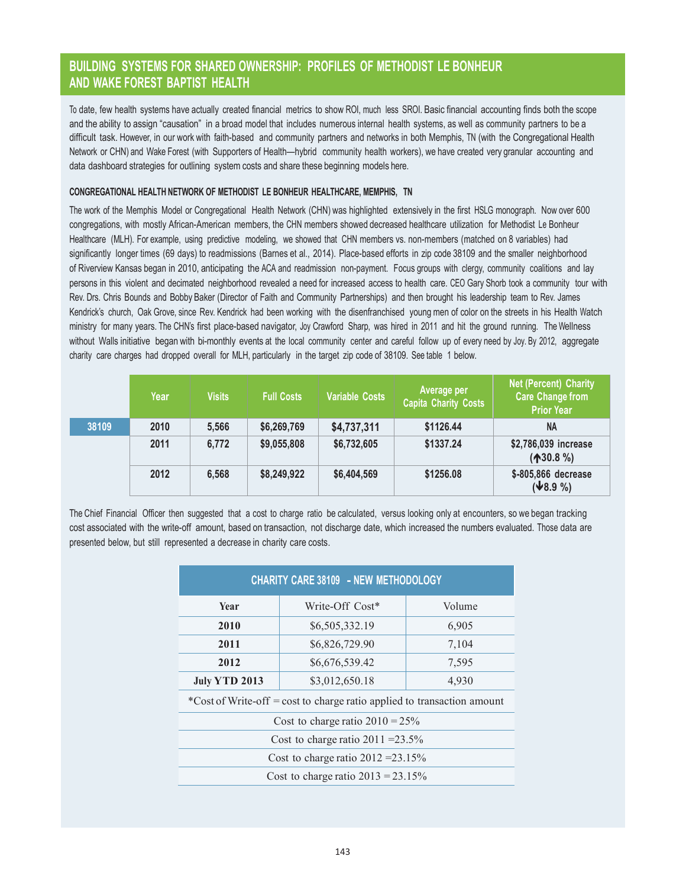## BUILDING SYSTEMS FOR SHARED OWNERSHIP: PROFILES OF METHODIST LE BONHEUR AND WAKE FOREST BAPTIST HEALTH

To date, few health systems have actually created financial metrics to show ROI, much less SROI. Basic financial accounting finds both the scope and the ability to assign "causation" in a broad model that includes numerous internal health systems, as well as community partners to be a difficult task. However, in our work with faith-based and community partners and networks in both Memphis, TN (with the Congregational Health Network or CHN) and Wake Forest (with Supporters of Health—hybrid community health workers), we have created very granular accounting and data dashboard strategies for outlining system costs and share these beginning models here.

### CONGREGATIONAL HEALTH NETWORK OF METHODIST LE BONHEUR HEALTHCARE, MEMPHIS, TN

The work of the Memphis Model or Congregational Health Network (CHN) was highlighted extensively in the first HSLG monograph. Now over 600 congregations, with mostly African-American members, the CHN members showed decreased healthcare utilization for Methodist Le Bonheur Healthcare (MLH). For example, using predictive modeling, we showed that CHN members vs. non-members (matched on 8 variables) had significantly longer times (69 days) to readmissions (Barnes et al., 2014). Place-based efforts in zip code 38109 and the smaller neighborhood of Riverview Kansas began in 2010, anticipating the ACA and readmission non-payment. Focus groups with clergy, community coalitions and lay persons in this violent and decimated neighborhood revealed a need for increased access to health care. CEO Gary Shorb took a community tour with Rev. Drs. Chris Bounds and Bobby Baker (Director of Faith and Community Partnerships) and then brought his leadership team to Rev. James Kendrick's church, Oak Grove, since Rev. Kendrick had been working with the disenfranchised young men of color on the streets in his Health Watch ministry for many years. The CHN's first place-based navigator, Joy Crawford Sharp, was hired in 2011 and hit the ground running. The Wellness without Walls initiative began with bi-monthly events at the local community center and careful follow up of every need by Joy. By 2012, aggregate charity care charges had dropped overall for MLH, particularly in the target zip code of 38109. See table 1 below.

| | Year | Visits | Full Costs | Variable Costs | Average per Capita Charity Costs | Net (Percent) Charity Care Change from Prior Year |
|---|---|---|---|---|---|---|
| 38109 | 2010 | 5,566 | $6,269,769 | $4,737,311 | $1126.44 | NA |
| | 2011 | 6,772 | $9,055,808 | $6,732,605 | $1337.24 | $2,786,039 increase (↑30.8 %) |
| | 2012 | 6,568 | $8,249,922 | $6,404,569 | $1256.08 | $-805,866 decrease (↓8.9 %) |

The Chief Financial Officer then suggested that a cost to charge ratio be calculated, versus looking only at encounters, so we began tracking cost associated with the write-off amount, based on transaction, not discharge date, which increased the numbers evaluated. Those data are presented below, but still represented a decrease in charity care costs.

| CHARITY CARE 38109 - NEW METHODOLOGY | | |
|---|---|---|
| **Year** | Write-Off Cost* | Volume |
| **2010** | $6,505,332.19 | 6,905 |
| **2011** | $6,826,729.90 | 7,104 |
| **2012** | $6,676,539.42 | 7,595 |
| **July YTD 2013** | $3,012,650.18 | 4,930 |
| *Cost of Write-off = cost to charge ratio applied to transaction amount | | |
| Cost to charge ratio 2010 = 25% | | |
| Cost to charge ratio 2011 =23.5% | | |
| Cost to charge ratio 2012 =23.15% | | |
| Cost to charge ratio 2013 = 23.15% | | |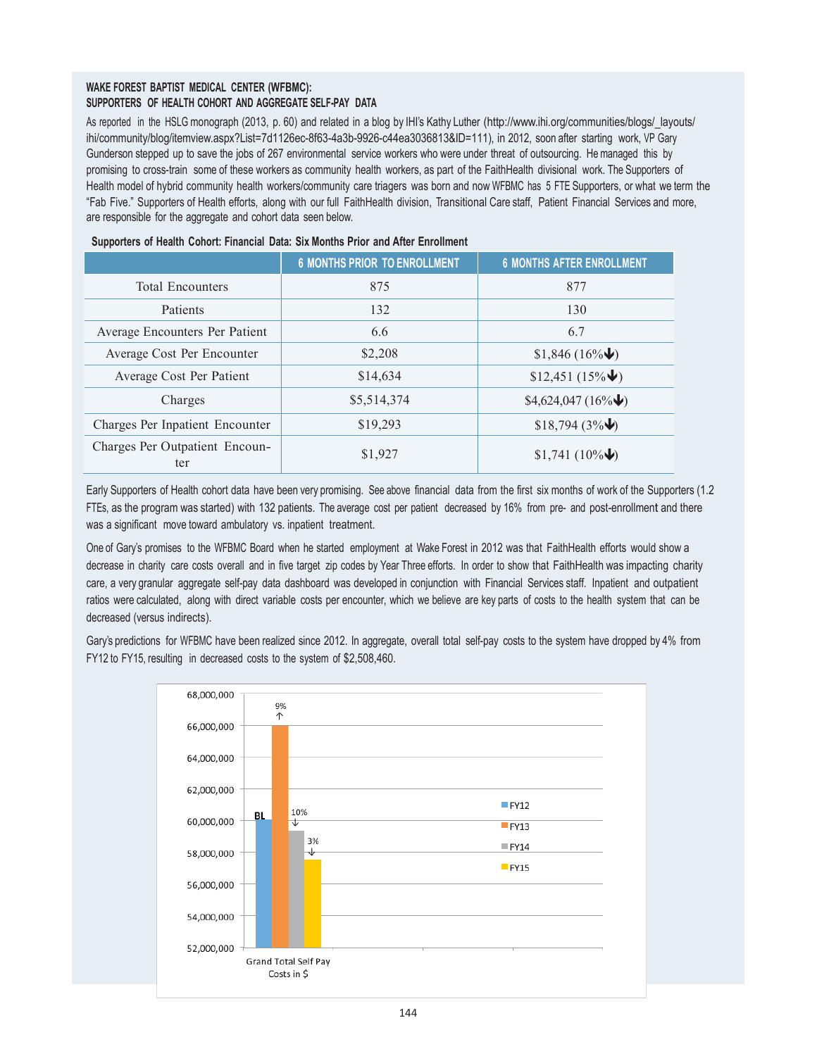**WAKE FOREST BAPTIST MEDICAL CENTER (WFBMC):**
**SUPPORTERS OF HEALTH COHORT AND AGGREGATE SELF-PAY DATA**

As reported in the HSLG monograph (2013, p. 60) and related in a blog by IHI's Kathy Luther (http://www.ihi.org/communities/blogs/_layouts/ihi/community/blog/itemview.aspx?List=7d1126ec-8f63-4a3b-9926-c44ea3036813&ID=111), in 2012, soon after starting work, VP Gary Gunderson stepped up to save the jobs of 267 environmental service workers who were under threat of outsourcing. He managed this by promising to cross-train some of these workers as community health workers, as part of the FaithHealth divisional work. The Supporters of Health model of hybrid community health workers/community care triagers was born and now WFBMC has 5 FTE Supporters, or what we term the "Fab Five." Supporters of Health efforts, along with our full FaithHealth division, Transitional Care staff, Patient Financial Services and more, are responsible for the aggregate and cohort data seen below.

**Supporters of Health Cohort: Financial Data: Six Months Prior and After Enrollment**

| | 6 MONTHS PRIOR TO ENROLLMENT | 6 MONTHS AFTER ENROLLMENT |
|---|---|---|
| Total Encounters | 875 | 877 |
| Patients | 132 | 130 |
| Average Encounters Per Patient | 6.6 | 6.7 |
| Average Cost Per Encounter | $2,208 | $1,846 (16%🡫) |
| Average Cost Per Patient | $14,634 | $12,451 (15%🡫) |
| Charges | $5,514,374 | $4,624,047 (16%🡫) |
| Charges Per Inpatient Encounter | $19,293 | $18,794 (3%🡫) |
| Charges Per Outpatient Encounter | $1,927 | $1,741 (10%🡫) |

Early Supporters of Health cohort data have been very promising. See above financial data from the first six months of work of the Supporters (1.2 FTEs, as the program was started) with 132 patients. The average cost per patient decreased by 16% from pre- and post-enrollment and there was a significant move toward ambulatory vs. inpatient treatment.

One of Gary's promises to the WFBMC Board when he started employment at Wake Forest in 2012 was that FaithHealth efforts would show a decrease in charity care costs overall and in five target zip codes by Year Three efforts. In order to show that FaithHealth was impacting charity care, a very granular aggregate self-pay data dashboard was developed in conjunction with Financial Services staff. Inpatient and outpatient ratios were calculated, along with direct variable costs per encounter, which we believe are key parts of costs to the health system that can be decreased (versus indirects).

Gary's predictions for WFBMC have been realized since 2012. In aggregate, overall total self-pay costs to the system have dropped by 4% from FY12 to FY15, resulting in decreased costs to the system of $2,508,460.

| Grand Total Self Pay Costs in $ | Approx. value | Change |
|---|---|---|
| FY12 | 60,000,000 | BL |
| FY13 | 66,000,000 | 9% ↑ |
| FY14 | 59,300,000 | 10% ↓ |
| FY15 | 57,500,000 | 3% ↓ |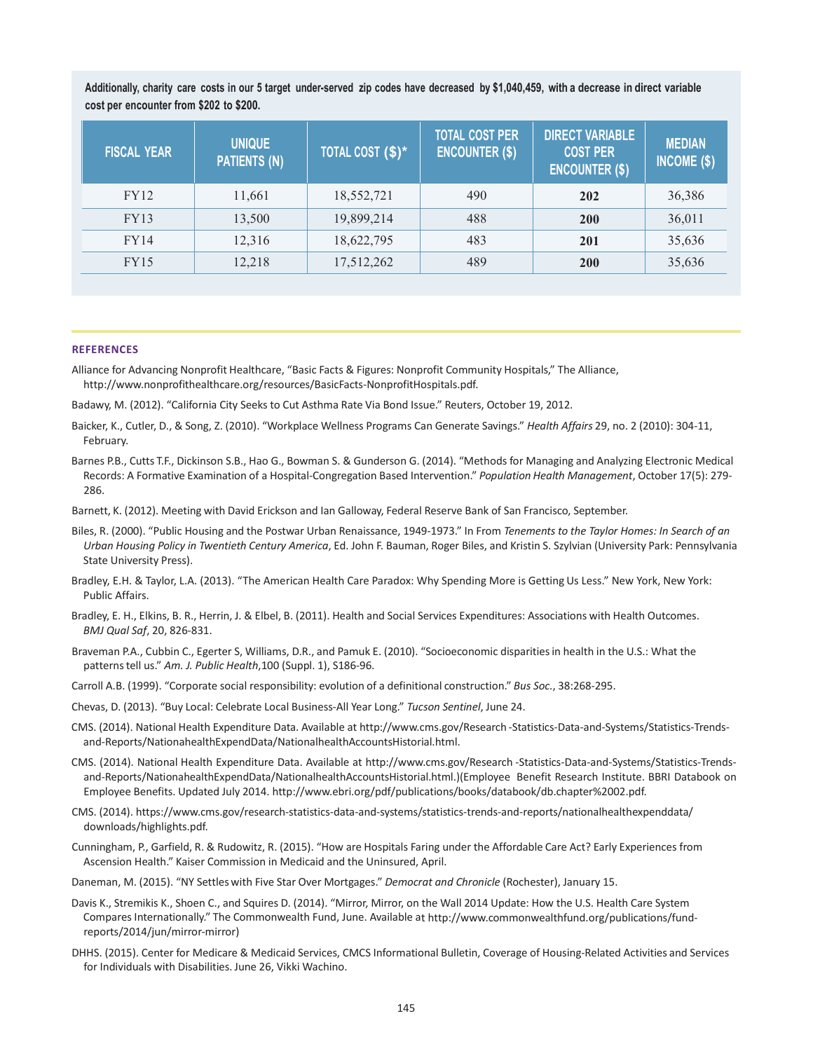**Additionally, charity care costs in our 5 target under-served zip codes have decreased by $1,040,459, with a decrease in direct variable cost per encounter from $202 to $200.**

| FISCAL YEAR | UNIQUE PATIENTS (N) | TOTAL COST ($)* | TOTAL COST PER ENCOUNTER ($) | DIRECT VARIABLE COST PER ENCOUNTER ($) | MEDIAN INCOME ($) |
|---|---|---|---|---|---|
| FY12 | 11,661 | 18,552,721 | 490 | **202** | 36,386 |
| FY13 | 13,500 | 19,899,214 | 488 | **200** | 36,011 |
| FY14 | 12,316 | 18,622,795 | 483 | **201** | 35,636 |
| FY15 | 12,218 | 17,512,262 | 489 | **200** | 35,636 |

## REFERENCES

Alliance for Advancing Nonprofit Healthcare, "Basic Facts & Figures: Nonprofit Community Hospitals," The Alliance, http://www.nonprofithealthcare.org/resources/BasicFacts-NonprofitHospitals.pdf.

Badawy, M. (2012). "California City Seeks to Cut Asthma Rate Via Bond Issue." Reuters, October 19, 2012.

Baicker, K., Cutler, D., & Song, Z. (2010). "Workplace Wellness Programs Can Generate Savings." *Health Affairs* 29, no. 2 (2010): 304-11, February.

Barnes P.B., Cutts T.F., Dickinson S.B., Hao G., Bowman S. & Gunderson G. (2014). "Methods for Managing and Analyzing Electronic Medical Records: A Formative Examination of a Hospital-Congregation Based Intervention." *Population Health Management*, October 17(5): 279-286.

Barnett, K. (2012). Meeting with David Erickson and Ian Galloway, Federal Reserve Bank of San Francisco, September.

Biles, R. (2000). "Public Housing and the Postwar Urban Renaissance, 1949-1973." In From *Tenements to the Taylor Homes: In Search of an Urban Housing Policy in Twentieth Century America*, Ed. John F. Bauman, Roger Biles, and Kristin S. Szylvian (University Park: Pennsylvania State University Press).

Bradley, E.H. & Taylor, L.A. (2013). "The American Health Care Paradox: Why Spending More is Getting Us Less." New York, New York: Public Affairs.

Bradley, E. H., Elkins, B. R., Herrin, J. & Elbel, B. (2011). Health and Social Services Expenditures: Associations with Health Outcomes. *BMJ Qual Saf*, 20, 826-831.

Braveman P.A., Cubbin C., Egerter S, Williams, D.R., and Pamuk E. (2010). "Socioeconomic disparities in health in the U.S.: What the patterns tell us." *Am. J. Public Health*,100 (Suppl. 1), S186-96.

Carroll A.B. (1999). "Corporate social responsibility: evolution of a definitional construction." *Bus Soc.*, 38:268-295.

Chevas, D. (2013). "Buy Local: Celebrate Local Business-All Year Long." *Tucson Sentinel*, June 24.

CMS. (2014). National Health Expenditure Data. Available at http://www.cms.gov/Research -Statistics-Data-and-Systems/Statistics-Trends-and-Reports/NationahealthExpendData/NationalhealthAccountsHistorial.html.

CMS. (2014). National Health Expenditure Data. Available at http://www.cms.gov/Research -Statistics-Data-and-Systems/Statistics-Trends-and-Reports/NationahealthExpendData/NationalhealthAccountsHistorial.html.)(Employee Benefit Research Institute. BBRI Databook on Employee Benefits. Updated July 2014. http://www.ebri.org/pdf/publications/books/databook/db.chapter%2002.pdf.

CMS. (2014). https://www.cms.gov/research-statistics-data-and-systems/statistics-trends-and-reports/nationalhealthexpenddata/downloads/highlights.pdf.

Cunningham, P., Garfield, R. & Rudowitz, R. (2015). "How are Hospitals Faring under the Affordable Care Act? Early Experiences from Ascension Health." Kaiser Commission in Medicaid and the Uninsured, April.

Daneman, M. (2015). "NY Settles with Five Star Over Mortgages." *Democrat and Chronicle* (Rochester), January 15.

Davis K., Stremikis K., Shoen C., and Squires D. (2014). "Mirror, Mirror, on the Wall 2014 Update: How the U.S. Health Care System Compares Internationally." The Commonwealth Fund, June. Available at http://www.commonwealthfund.org/publications/fund-reports/2014/jun/mirror-mirror)

DHHS. (2015). Center for Medicare & Medicaid Services, CMCS Informational Bulletin, Coverage of Housing-Related Activities and Services for Individuals with Disabilities. June 26, Vikki Wachino.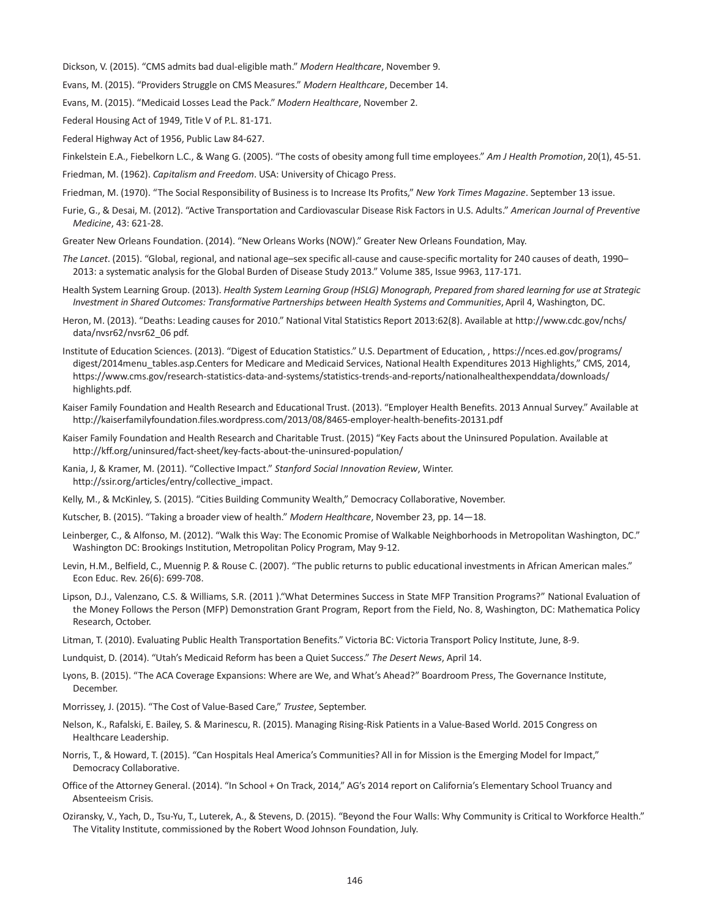Dickson, V. (2015). "CMS admits bad dual-eligible math." *Modern Healthcare*, November 9.

Evans, M. (2015). "Providers Struggle on CMS Measures." *Modern Healthcare*, December 14.

Evans, M. (2015). "Medicaid Losses Lead the Pack." *Modern Healthcare*, November 2.

Federal Housing Act of 1949, Title V of P.L. 81-171.

Federal Highway Act of 1956, Public Law 84-627.

Finkelstein E.A., Fiebelkorn L.C., & Wang G. (2005). "The costs of obesity among full time employees." *Am J Health Promotion*, 20(1), 45-51.

Friedman, M. (1962). *Capitalism and Freedom*. USA: University of Chicago Press.

Friedman, M. (1970). "The Social Responsibility of Business is to Increase Its Profits," *New York Times Magazine*. September 13 issue.

Furie, G., & Desai, M. (2012). "Active Transportation and Cardiovascular Disease Risk Factors in U.S. Adults." *American Journal of Preventive Medicine*, 43: 621-28.

Greater New Orleans Foundation. (2014). "New Orleans Works (NOW)." Greater New Orleans Foundation, May.

*The Lancet*. (2015). "Global, regional, and national age–sex specific all-cause and cause-specific mortality for 240 causes of death, 1990–2013: a systematic analysis for the Global Burden of Disease Study 2013." Volume 385, Issue 9963, 117-171.

Health System Learning Group. (2013). *Health System Learning Group (HSLG) Monograph, Prepared from shared learning for use at Strategic Investment in Shared Outcomes: Transformative Partnerships between Health Systems and Communities*, April 4, Washington, DC.

Heron, M. (2013). "Deaths: Leading causes for 2010." National Vital Statistics Report 2013:62(8). Available at http://www.cdc.gov/nchs/data/nvsr/nvsr62/nvsr62_06 pdf.

Institute of Education Sciences. (2013). "Digest of Education Statistics." U.S. Department of Education, , https://nces.ed.gov/programs/digest/2014menu_tables.asp.Centers for Medicare and Medicaid Services, National Health Expenditures 2013 Highlights," CMS, 2014, https://www.cms.gov/research-statistics-data-and-systems/statistics-trends-and-reports/nationalhealthexpenddata/downloads/highlights.pdf.

Kaiser Family Foundation and Health Research and Educational Trust. (2013). "Employer Health Benefits. 2013 Annual Survey." Available at http://kaiserfamilyfoundation.files.wordpress.com/2013/08/8465-employer-health-benefits-20131.pdf

Kaiser Family Foundation and Health Research and Charitable Trust. (2015) "Key Facts about the Uninsured Population. Available at http://kff.org/uninsured/fact-sheet/key-facts-about-the-uninsured-population/

Kania, J, & Kramer, M. (2011). "Collective Impact." *Stanford Social Innovation Review*, Winter. http://ssir.org/articles/entry/collective_impact.

Kelly, M., & McKinley, S. (2015). "Cities Building Community Wealth," Democracy Collaborative, November.

Kutscher, B. (2015). "Taking a broader view of health." *Modern Healthcare*, November 23, pp. 14—18.

Leinberger, C., & Alfonso, M. (2012). "Walk this Way: The Economic Promise of Walkable Neighborhoods in Metropolitan Washington, DC." Washington DC: Brookings Institution, Metropolitan Policy Program, May 9-12.

Levin, H.M., Belfield, C., Muennig P. & Rouse C. (2007). "The public returns to public educational investments in African American males." Econ Educ. Rev. 26(6): 699-708.

Lipson, D.J., Valenzano, C.S. & Williams, S.R. (2011 )."What Determines Success in State MFP Transition Programs?" National Evaluation of the Money Follows the Person (MFP) Demonstration Grant Program, Report from the Field, No. 8, Washington, DC: Mathematica Policy Research, October.

Litman, T. (2010). Evaluating Public Health Transportation Benefits." Victoria BC: Victoria Transport Policy Institute, June, 8-9.

Lundquist, D. (2014). "Utah's Medicaid Reform has been a Quiet Success." *The Desert News*, April 14.

Lyons, B. (2015). "The ACA Coverage Expansions: Where are We, and What's Ahead?" Boardroom Press, The Governance Institute, December.

Morrissey, J. (2015). "The Cost of Value-Based Care," *Trustee*, September.

Nelson, K., Rafalski, E. Bailey, S. & Marinescu, R. (2015). Managing Rising-Risk Patients in a Value-Based World. 2015 Congress on Healthcare Leadership.

Norris, T., & Howard, T. (2015). "Can Hospitals Heal America's Communities? All in for Mission is the Emerging Model for Impact," Democracy Collaborative.

Office of the Attorney General. (2014). "In School + On Track, 2014," AG's 2014 report on California's Elementary School Truancy and Absenteeism Crisis.

Oziransky, V., Yach, D., Tsu-Yu, T., Luterek, A., & Stevens, D. (2015). "Beyond the Four Walls: Why Community is Critical to Workforce Health." The Vitality Institute, commissioned by the Robert Wood Johnson Foundation, July.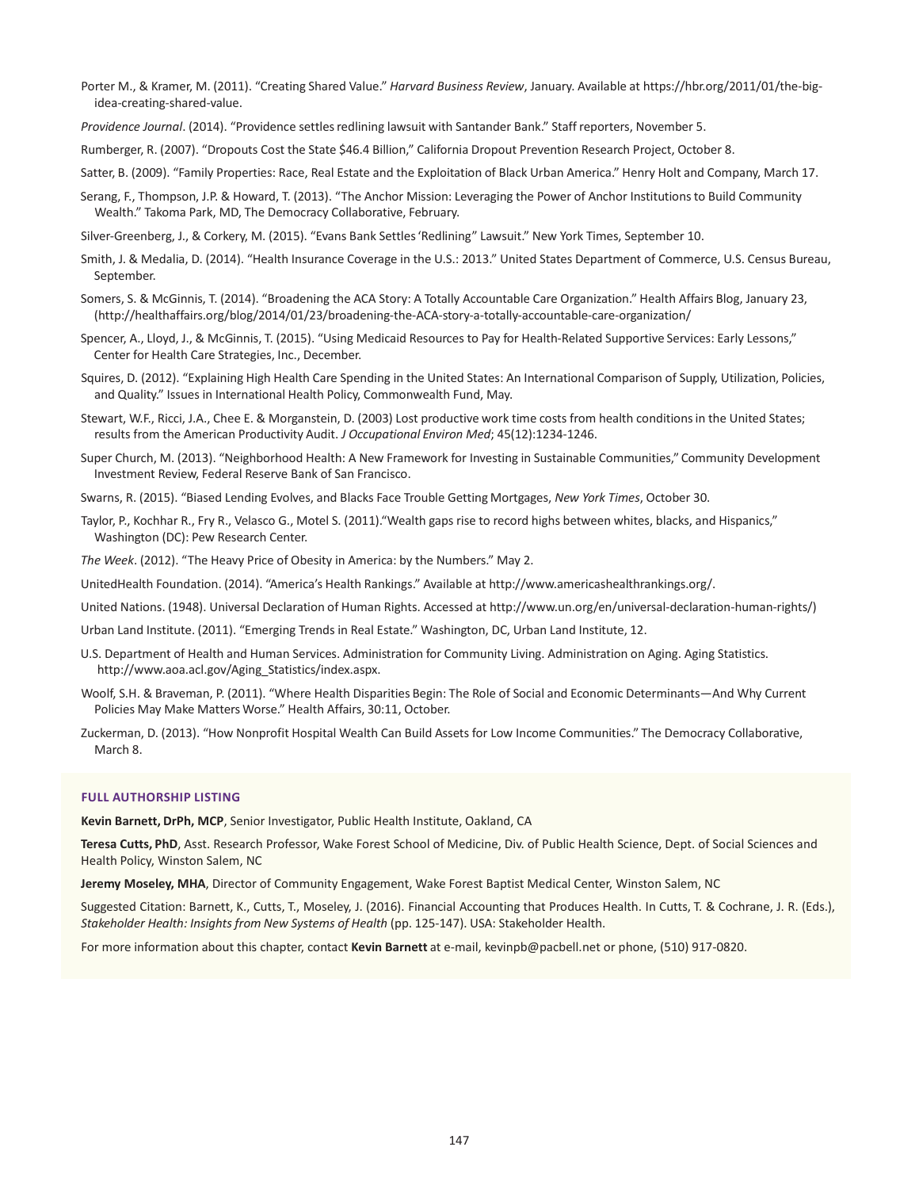Porter M., & Kramer, M. (2011). "Creating Shared Value." *Harvard Business Review*, January. Available at https://hbr.org/2011/01/the-big-idea-creating-shared-value.

*Providence Journal*. (2014). "Providence settles redlining lawsuit with Santander Bank." Staff reporters, November 5.

Rumberger, R. (2007). "Dropouts Cost the State $46.4 Billion," California Dropout Prevention Research Project, October 8.

Satter, B. (2009). "Family Properties: Race, Real Estate and the Exploitation of Black Urban America." Henry Holt and Company, March 17.

Serang, F., Thompson, J.P. & Howard, T. (2013). "The Anchor Mission: Leveraging the Power of Anchor Institutions to Build Community Wealth." Takoma Park, MD, The Democracy Collaborative, February.

Silver-Greenberg, J., & Corkery, M. (2015). "Evans Bank Settles 'Redlining" Lawsuit." New York Times, September 10.

Smith, J. & Medalia, D. (2014). "Health Insurance Coverage in the U.S.: 2013." United States Department of Commerce, U.S. Census Bureau, September.

Somers, S. & McGinnis, T. (2014). "Broadening the ACA Story: A Totally Accountable Care Organization." Health Affairs Blog, January 23, (http://healthaffairs.org/blog/2014/01/23/broadening-the-ACA-story-a-totally-accountable-care-organization/

Spencer, A., Lloyd, J., & McGinnis, T. (2015). "Using Medicaid Resources to Pay for Health-Related Supportive Services: Early Lessons," Center for Health Care Strategies, Inc., December.

Squires, D. (2012). "Explaining High Health Care Spending in the United States: An International Comparison of Supply, Utilization, Policies, and Quality." Issues in International Health Policy, Commonwealth Fund, May.

Stewart, W.F., Ricci, J.A., Chee E. & Morganstein, D. (2003) Lost productive work time costs from health conditions in the United States; results from the American Productivity Audit. *J Occupational Environ Med*; 45(12):1234-1246.

Super Church, M. (2013). "Neighborhood Health: A New Framework for Investing in Sustainable Communities," Community Development Investment Review, Federal Reserve Bank of San Francisco.

Swarns, R. (2015). "Biased Lending Evolves, and Blacks Face Trouble Getting Mortgages, *New York Times*, October 30.

Taylor, P., Kochhar R., Fry R., Velasco G., Motel S. (2011)."Wealth gaps rise to record highs between whites, blacks, and Hispanics," Washington (DC): Pew Research Center.

*The Week*. (2012). "The Heavy Price of Obesity in America: by the Numbers." May 2.

UnitedHealth Foundation. (2014). "America's Health Rankings." Available at http://www.americashealthrankings.org/.

United Nations. (1948). Universal Declaration of Human Rights. Accessed at http://www.un.org/en/universal-declaration-human-rights/)

Urban Land Institute. (2011). "Emerging Trends in Real Estate." Washington, DC, Urban Land Institute, 12.

U.S. Department of Health and Human Services. Administration for Community Living. Administration on Aging. Aging Statistics. http://www.aoa.acl.gov/Aging_Statistics/index.aspx.

Woolf, S.H. & Braveman, P. (2011). "Where Health Disparities Begin: The Role of Social and Economic Determinants—And Why Current Policies May Make Matters Worse." Health Affairs, 30:11, October.

Zuckerman, D. (2013). "How Nonprofit Hospital Wealth Can Build Assets for Low Income Communities." The Democracy Collaborative, March 8.

**FULL AUTHORSHIP LISTING**

**Kevin Barnett, DrPh, MCP**, Senior Investigator, Public Health Institute, Oakland, CA

**Teresa Cutts, PhD**, Asst. Research Professor, Wake Forest School of Medicine, Div. of Public Health Science, Dept. of Social Sciences and Health Policy, Winston Salem, NC

**Jeremy Moseley, MHA**, Director of Community Engagement, Wake Forest Baptist Medical Center, Winston Salem, NC

Suggested Citation: Barnett, K., Cutts, T., Moseley, J. (2016). Financial Accounting that Produces Health. In Cutts, T. & Cochrane, J. R. (Eds.), *Stakeholder Health: Insights from New Systems of Health* (pp. 125-147). USA: Stakeholder Health.

For more information about this chapter, contact **Kevin Barnett** at e-mail, kevinpb@pacbell.net or phone, (510) 917-0820.